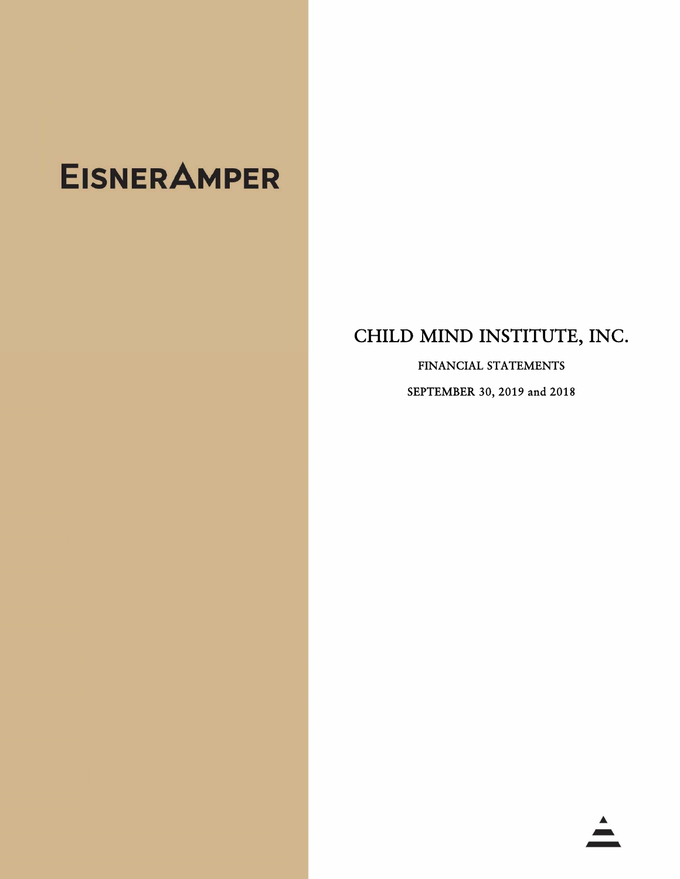EISNERAMPER

# CHILD MIND INSTITUTE, INC.

FINANCIAL STATEMENTS

SEPTEMBER 30, 2019 and 2018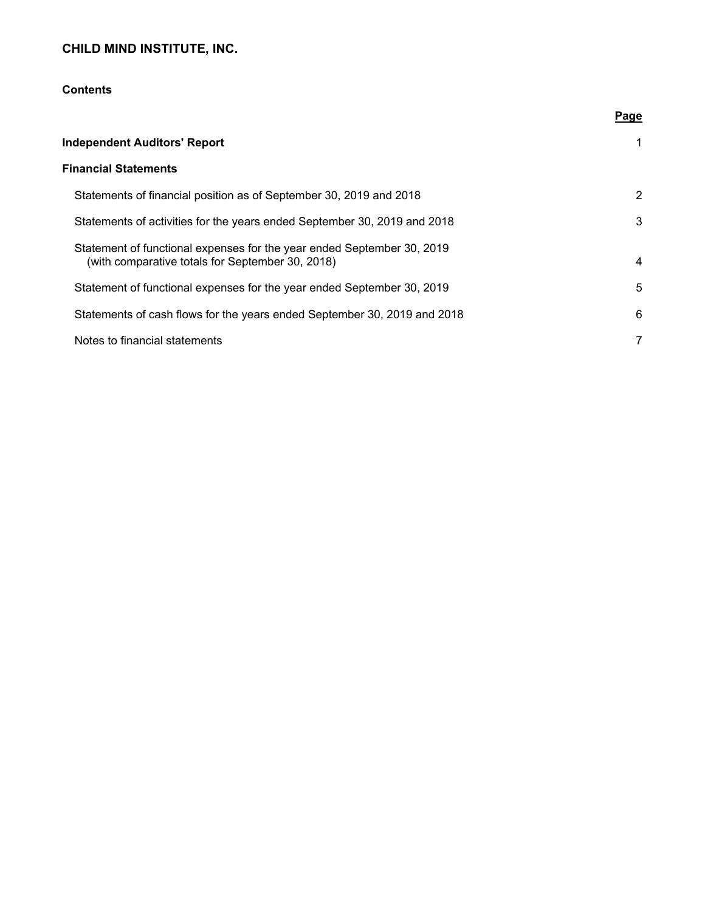**CHILD MIND INSTITUTE, INC.**

**Contents**

| | Page |
|---|---|
| **Independent Auditors' Report** | 1 |
| **Financial Statements** | |
| Statements of financial position as of September 30, 2019 and 2018 | 2 |
| Statements of activities for the years ended September 30, 2019 and 2018 | 3 |
| Statement of functional expenses for the year ended September 30, 2019 (with comparative totals for September 30, 2018) | 4 |
| Statement of functional expenses for the year ended September 30, 2019 | 5 |
| Statements of cash flows for the years ended September 30, 2019 and 2018 | 6 |
| Notes to financial statements | 7 |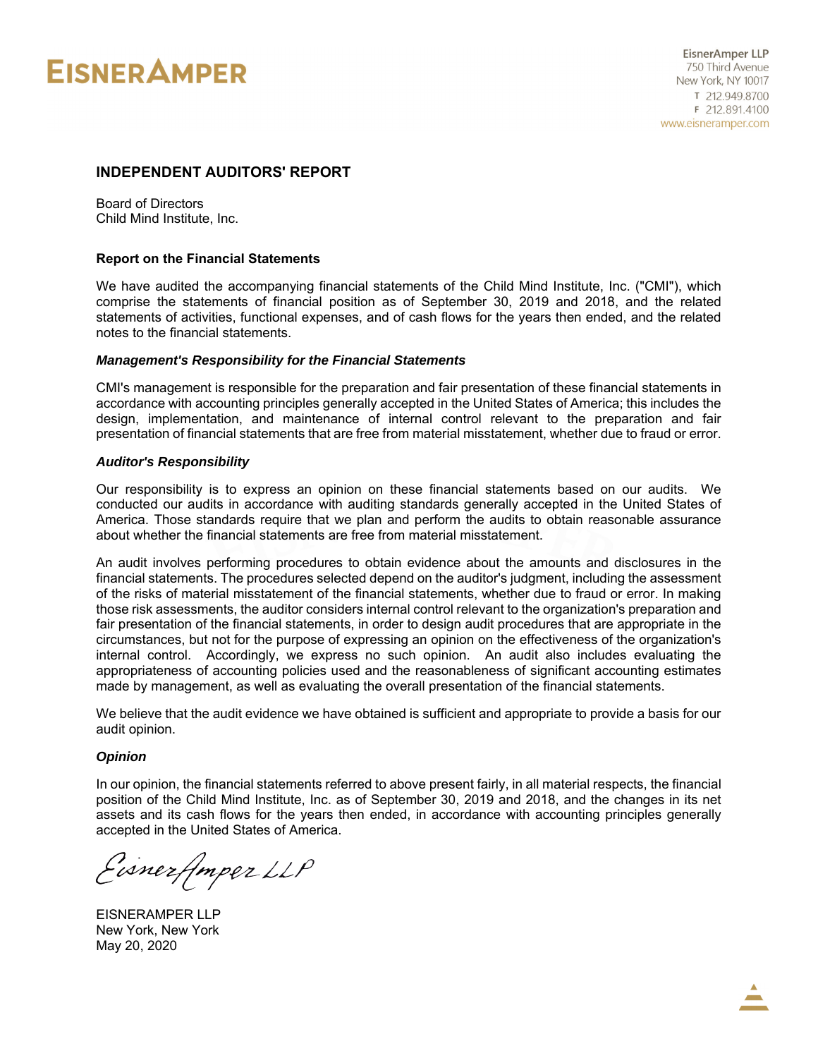EISNERAMPER

EisnerAmper LLP
750 Third Avenue
New York, NY 10017
T 212.949.8700
F 212.891.4100
www.eisneramper.com

## INDEPENDENT AUDITORS' REPORT

Board of Directors
Child Mind Institute, Inc.

### Report on the Financial Statements

We have audited the accompanying financial statements of the Child Mind Institute, Inc. ("CMI"), which comprise the statements of financial position as of September 30, 2019 and 2018, and the related statements of activities, functional expenses, and of cash flows for the years then ended, and the related notes to the financial statements.

***Management's Responsibility for the Financial Statements***

CMI's management is responsible for the preparation and fair presentation of these financial statements in accordance with accounting principles generally accepted in the United States of America; this includes the design, implementation, and maintenance of internal control relevant to the preparation and fair presentation of financial statements that are free from material misstatement, whether due to fraud or error.

***Auditor's Responsibility***

Our responsibility is to express an opinion on these financial statements based on our audits. We conducted our audits in accordance with auditing standards generally accepted in the United States of America. Those standards require that we plan and perform the audits to obtain reasonable assurance about whether the financial statements are free from material misstatement.

An audit involves performing procedures to obtain evidence about the amounts and disclosures in the financial statements. The procedures selected depend on the auditor's judgment, including the assessment of the risks of material misstatement of the financial statements, whether due to fraud or error. In making those risk assessments, the auditor considers internal control relevant to the organization's preparation and fair presentation of the financial statements, in order to design audit procedures that are appropriate in the circumstances, but not for the purpose of expressing an opinion on the effectiveness of the organization's internal control. Accordingly, we express no such opinion. An audit also includes evaluating the appropriateness of accounting policies used and the reasonableness of significant accounting estimates made by management, as well as evaluating the overall presentation of the financial statements.

We believe that the audit evidence we have obtained is sufficient and appropriate to provide a basis for our audit opinion.

***Opinion***

In our opinion, the financial statements referred to above present fairly, in all material respects, the financial position of the Child Mind Institute, Inc. as of September 30, 2019 and 2018, and the changes in its net assets and its cash flows for the years then ended, in accordance with accounting principles generally accepted in the United States of America.

EisnerAmper LLP

EISNERAMPER LLP
New York, New York
May 20, 2020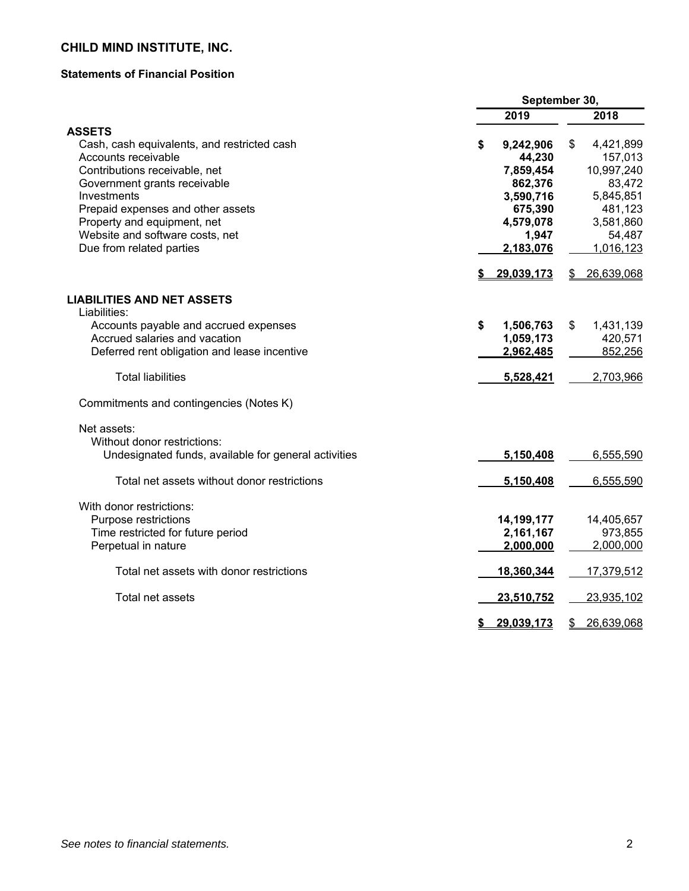# CHILD MIND INSTITUTE, INC.

## Statements of Financial Position

| | September 30, 2019 | September 30, 2018 |
|---|---|---|
| **ASSETS** | | |
| Cash, cash equivalents, and restricted cash | **$ 9,242,906** | $ 4,421,899 |
| Accounts receivable | **44,230** | 157,013 |
| Contributions receivable, net | **7,859,454** | 10,997,240 |
| Government grants receivable | **862,376** | 83,472 |
| Investments | **3,590,716** | 5,845,851 |
| Prepaid expenses and other assets | **675,390** | 481,123 |
| Property and equipment, net | **4,579,078** | 3,581,860 |
| Website and software costs, net | **1,947** | 54,487 |
| Due from related parties | **2,183,076** | 1,016,123 |
| | **$ 29,039,173** | $ 26,639,068 |
| **LIABILITIES AND NET ASSETS** | | |
| Liabilities: | | |
| Accounts payable and accrued expenses | **$ 1,506,763** | $ 1,431,139 |
| Accrued salaries and vacation | **1,059,173** | 420,571 |
| Deferred rent obligation and lease incentive | **2,962,485** | 852,256 |
| Total liabilities | **5,528,421** | 2,703,966 |
| Commitments and contingencies (Notes K) | | |
| Net assets: | | |
| Without donor restrictions: | | |
| Undesignated funds, available for general activities | **5,150,408** | 6,555,590 |
| Total net assets without donor restrictions | **5,150,408** | 6,555,590 |
| With donor restrictions: | | |
| Purpose restrictions | **14,199,177** | 14,405,657 |
| Time restricted for future period | **2,161,167** | 973,855 |
| Perpetual in nature | **2,000,000** | 2,000,000 |
| Total net assets with donor restrictions | **18,360,344** | 17,379,512 |
| Total net assets | **23,510,752** | 23,935,102 |
| | **$ 29,039,173** | $ 26,639,068 |

*See notes to financial statements.*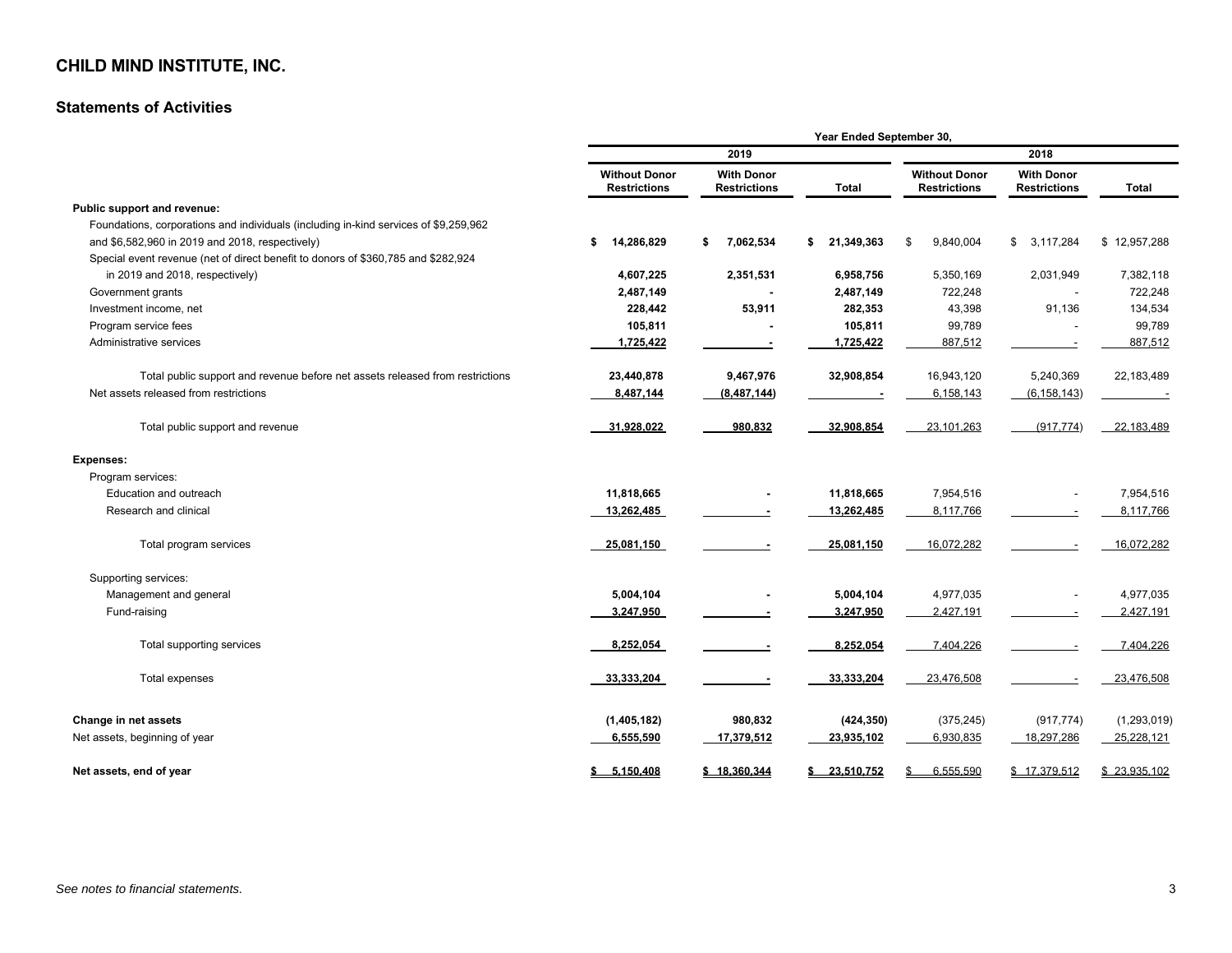# CHILD MIND INSTITUTE, INC.

## Statements of Activities

| | Year Ended September 30, | | | | | |
|---|---|---|---|---|---|---|
| | 2019 | | | 2018 | | |
| | Without Donor Restrictions | With Donor Restrictions | Total | Without Donor Restrictions | With Donor Restrictions | Total |
| **Public support and revenue:** | | | | | | |
| Foundations, corporations and individuals (including in-kind services of $9,259,962 and $6,582,960 in 2019 and 2018, respectively) | **$ 14,286,829** | **$ 7,062,534** | **$ 21,349,363** | $ 9,840,004 | $ 3,117,284 | $ 12,957,288 |
| Special event revenue (net of direct benefit to donors of $360,785 and $282,924 in 2019 and 2018, respectively) | **4,607,225** | **2,351,531** | **6,958,756** | 5,350,169 | 2,031,949 | 7,382,118 |
| Government grants | **2,487,149** | **-** | **2,487,149** | 722,248 | - | 722,248 |
| Investment income, net | **228,442** | **53,911** | **282,353** | 43,398 | 91,136 | 134,534 |
| Program service fees | **105,811** | **-** | **105,811** | 99,789 | - | 99,789 |
| Administrative services | **1,725,422** | **-** | **1,725,422** | 887,512 | - | 887,512 |
| Total public support and revenue before net assets released from restrictions | **23,440,878** | **9,467,976** | **32,908,854** | 16,943,120 | 5,240,369 | 22,183,489 |
| Net assets released from restrictions | **8,487,144** | **(8,487,144)** | **-** | 6,158,143 | (6,158,143) | - |
| Total public support and revenue | **31,928,022** | **980,832** | **32,908,854** | 23,101,263 | (917,774) | 22,183,489 |
| **Expenses:** | | | | | | |
| Program services: | | | | | | |
| Education and outreach | **11,818,665** | **-** | **11,818,665** | 7,954,516 | - | 7,954,516 |
| Research and clinical | **13,262,485** | **-** | **13,262,485** | 8,117,766 | - | 8,117,766 |
| Total program services | **25,081,150** | **-** | **25,081,150** | 16,072,282 | - | 16,072,282 |
| Supporting services: | | | | | | |
| Management and general | **5,004,104** | **-** | **5,004,104** | 4,977,035 | - | 4,977,035 |
| Fund-raising | **3,247,950** | **-** | **3,247,950** | 2,427,191 | - | 2,427,191 |
| Total supporting services | **8,252,054** | **-** | **8,252,054** | 7,404,226 | - | 7,404,226 |
| Total expenses | **33,333,204** | **-** | **33,333,204** | 23,476,508 | - | 23,476,508 |
| **Change in net assets** | **(1,405,182)** | **980,832** | **(424,350)** | (375,245) | (917,774) | (1,293,019) |
| Net assets, beginning of year | **6,555,590** | **17,379,512** | **23,935,102** | 6,930,835 | 18,297,286 | 25,228,121 |
| **Net assets, end of year** | **$ 5,150,408** | **$ 18,360,344** | **$ 23,510,752** | $ 6,555,590 | $ 17,379,512 | $ 23,935,102 |

*See notes to financial statements.*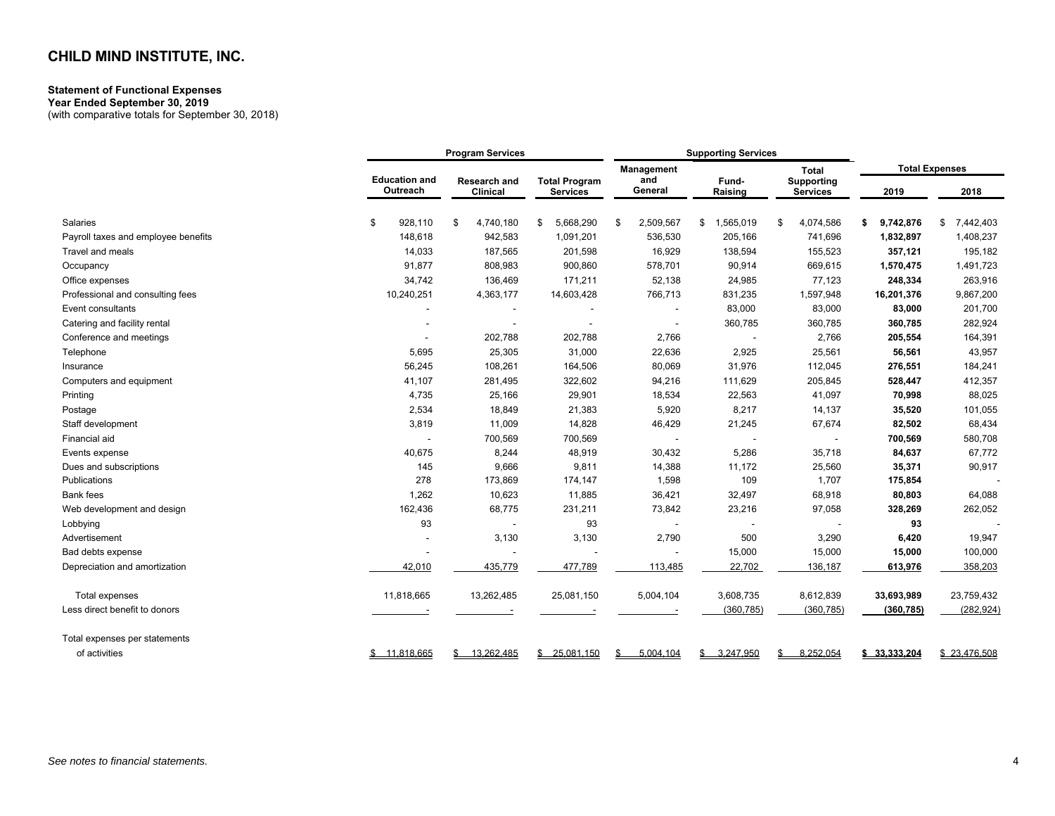# CHILD MIND INSTITUTE, INC.

**Statement of Functional Expenses**
**Year Ended September 30, 2019**
(with comparative totals for September 30, 2018)

| | Program Services | | | Supporting Services | | | Total Expenses | |
|---|---|---|---|---|---|---|---|---|
| | Education and Outreach | Research and Clinical | Total Program Services | Management and General | Fund-Raising | Total Supporting Services | 2019 | 2018 |
| Salaries | $ 928,110 | $ 4,740,180 | $ 5,668,290 | $ 2,509,567 | $ 1,565,019 | $ 4,074,586 | **$ 9,742,876** | $ 7,442,403 |
| Payroll taxes and employee benefits | 148,618 | 942,583 | 1,091,201 | 536,530 | 205,166 | 741,696 | **1,832,897** | 1,408,237 |
| Travel and meals | 14,033 | 187,565 | 201,598 | 16,929 | 138,594 | 155,523 | **357,121** | 195,182 |
| Occupancy | 91,877 | 808,983 | 900,860 | 578,701 | 90,914 | 669,615 | **1,570,475** | 1,491,723 |
| Office expenses | 34,742 | 136,469 | 171,211 | 52,138 | 24,985 | 77,123 | **248,334** | 263,916 |
| Professional and consulting fees | 10,240,251 | 4,363,177 | 14,603,428 | 766,713 | 831,235 | 1,597,948 | **16,201,376** | 9,867,200 |
| Event consultants | - | - | - | - | 83,000 | 83,000 | **83,000** | 201,700 |
| Catering and facility rental | - | - | - | - | 360,785 | 360,785 | **360,785** | 282,924 |
| Conference and meetings | - | 202,788 | 202,788 | 2,766 | - | 2,766 | **205,554** | 164,391 |
| Telephone | 5,695 | 25,305 | 31,000 | 22,636 | 2,925 | 25,561 | **56,561** | 43,957 |
| Insurance | 56,245 | 108,261 | 164,506 | 80,069 | 31,976 | 112,045 | **276,551** | 184,241 |
| Computers and equipment | 41,107 | 281,495 | 322,602 | 94,216 | 111,629 | 205,845 | **528,447** | 412,357 |
| Printing | 4,735 | 25,166 | 29,901 | 18,534 | 22,563 | 41,097 | **70,998** | 88,025 |
| Postage | 2,534 | 18,849 | 21,383 | 5,920 | 8,217 | 14,137 | **35,520** | 101,055 |
| Staff development | 3,819 | 11,009 | 14,828 | 46,429 | 21,245 | 67,674 | **82,502** | 68,434 |
| Financial aid | - | 700,569 | 700,569 | - | - | - | **700,569** | 580,708 |
| Events expense | 40,675 | 8,244 | 48,919 | 30,432 | 5,286 | 35,718 | **84,637** | 67,772 |
| Dues and subscriptions | 145 | 9,666 | 9,811 | 14,388 | 11,172 | 25,560 | **35,371** | 90,917 |
| Publications | 278 | 173,869 | 174,147 | 1,598 | 109 | 1,707 | **175,854** | - |
| Bank fees | 1,262 | 10,623 | 11,885 | 36,421 | 32,497 | 68,918 | **80,803** | 64,088 |
| Web development and design | 162,436 | 68,775 | 231,211 | 73,842 | 23,216 | 97,058 | **328,269** | 262,052 |
| Lobbying | 93 | - | 93 | - | - | - | **93** | - |
| Advertisement | - | 3,130 | 3,130 | 2,790 | 500 | 3,290 | **6,420** | 19,947 |
| Bad debts expense | - | - | - | - | 15,000 | 15,000 | **15,000** | 100,000 |
| Depreciation and amortization | 42,010 | 435,779 | 477,789 | 113,485 | 22,702 | 136,187 | **613,976** | 358,203 |
| Total expenses | 11,818,665 | 13,262,485 | 25,081,150 | 5,004,104 | 3,608,735 | 8,612,839 | **33,693,989** | 23,759,432 |
| Less direct benefit to donors | - | - | - | - | (360,785) | (360,785) | **(360,785)** | (282,924) |
| Total expenses per statements of activities | $ 11,818,665 | $ 13,262,485 | $ 25,081,150 | $ 5,004,104 | $ 3,247,950 | $ 8,252,054 | **$ 33,333,204** | $ 23,476,508 |

*See notes to financial statements.*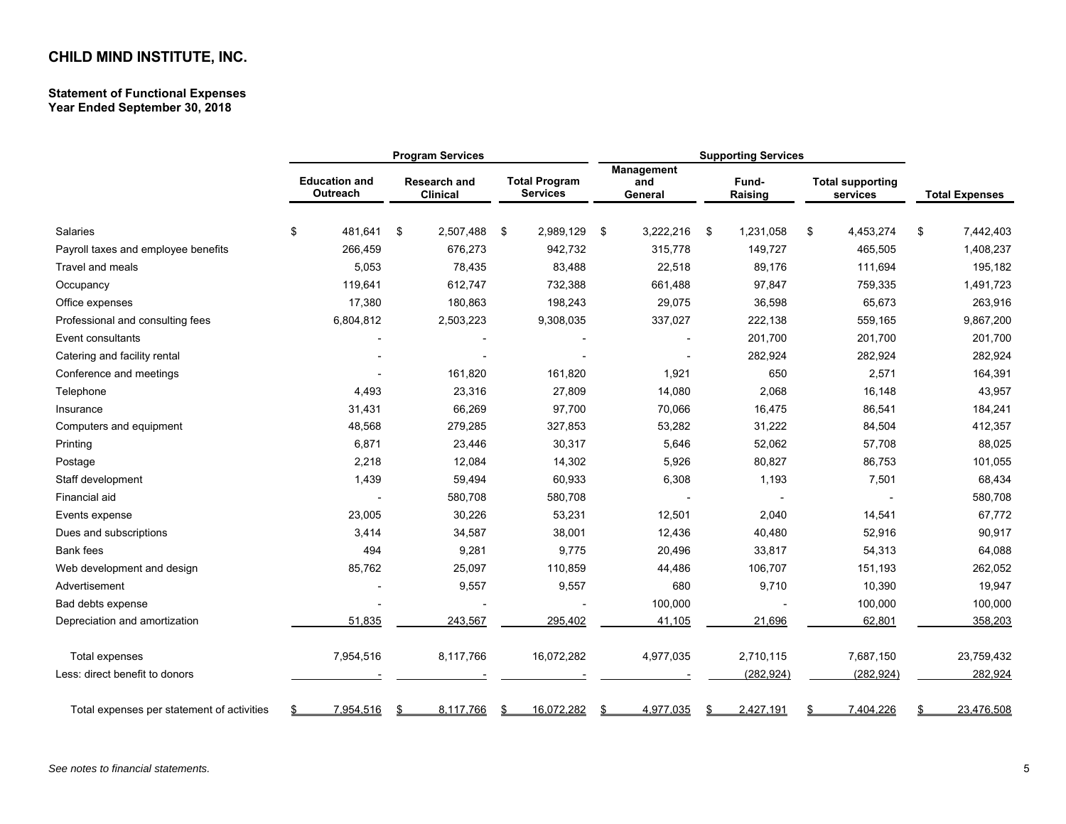# CHILD MIND INSTITUTE, INC.

**Statement of Functional Expenses**
**Year Ended September 30, 2018**

| | Program Services | | | Supporting Services | | | |
|---|---|---|---|---|---|---|---|
| | Education and Outreach | Research and Clinical | Total Program Services | Management and General | Fund-Raising | Total supporting services | Total Expenses |
| Salaries | $ 481,641 | $ 2,507,488 | $ 2,989,129 | $ 3,222,216 | $ 1,231,058 | $ 4,453,274 | $ 7,442,403 |
| Payroll taxes and employee benefits | 266,459 | 676,273 | 942,732 | 315,778 | 149,727 | 465,505 | 1,408,237 |
| Travel and meals | 5,053 | 78,435 | 83,488 | 22,518 | 89,176 | 111,694 | 195,182 |
| Occupancy | 119,641 | 612,747 | 732,388 | 661,488 | 97,847 | 759,335 | 1,491,723 |
| Office expenses | 17,380 | 180,863 | 198,243 | 29,075 | 36,598 | 65,673 | 263,916 |
| Professional and consulting fees | 6,804,812 | 2,503,223 | 9,308,035 | 337,027 | 222,138 | 559,165 | 9,867,200 |
| Event consultants | - | - | - | - | 201,700 | 201,700 | 201,700 |
| Catering and facility rental | - | - | - | - | 282,924 | 282,924 | 282,924 |
| Conference and meetings | - | 161,820 | 161,820 | 1,921 | 650 | 2,571 | 164,391 |
| Telephone | 4,493 | 23,316 | 27,809 | 14,080 | 2,068 | 16,148 | 43,957 |
| Insurance | 31,431 | 66,269 | 97,700 | 70,066 | 16,475 | 86,541 | 184,241 |
| Computers and equipment | 48,568 | 279,285 | 327,853 | 53,282 | 31,222 | 84,504 | 412,357 |
| Printing | 6,871 | 23,446 | 30,317 | 5,646 | 52,062 | 57,708 | 88,025 |
| Postage | 2,218 | 12,084 | 14,302 | 5,926 | 80,827 | 86,753 | 101,055 |
| Staff development | 1,439 | 59,494 | 60,933 | 6,308 | 1,193 | 7,501 | 68,434 |
| Financial aid | - | 580,708 | 580,708 | - | - | - | 580,708 |
| Events expense | 23,005 | 30,226 | 53,231 | 12,501 | 2,040 | 14,541 | 67,772 |
| Dues and subscriptions | 3,414 | 34,587 | 38,001 | 12,436 | 40,480 | 52,916 | 90,917 |
| Bank fees | 494 | 9,281 | 9,775 | 20,496 | 33,817 | 54,313 | 64,088 |
| Web development and design | 85,762 | 25,097 | 110,859 | 44,486 | 106,707 | 151,193 | 262,052 |
| Advertisement | - | 9,557 | 9,557 | 680 | 9,710 | 10,390 | 19,947 |
| Bad debts expense | - | - | - | 100,000 | - | 100,000 | 100,000 |
| Depreciation and amortization | 51,835 | 243,567 | 295,402 | 41,105 | 21,696 | 62,801 | 358,203 |
| Total expenses | 7,954,516 | 8,117,766 | 16,072,282 | 4,977,035 | 2,710,115 | 7,687,150 | 23,759,432 |
| Less: direct benefit to donors | - | - | - | - | (282,924) | (282,924) | 282,924 |
| Total expenses per statement of activities | $ 7,954,516 | $ 8,117,766 | $ 16,072,282 | $ 4,977,035 | $ 2,427,191 | $ 7,404,226 | $ 23,476,508 |

*See notes to financial statements.*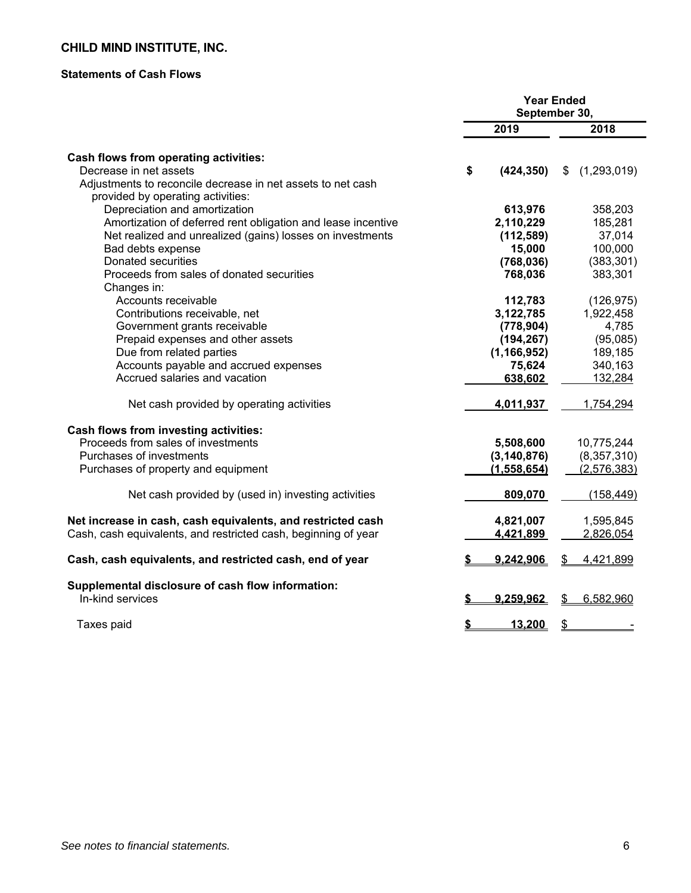**CHILD MIND INSTITUTE, INC.**

**Statements of Cash Flows**

| | Year Ended September 30, | |
|---|---|---|
| | **2019** | **2018** |
| **Cash flows from operating activities:** | | |
| Decrease in net assets | **$ (424,350)** | $ (1,293,019) |
| Adjustments to reconcile decrease in net assets to net cash provided by operating activities: | | |
| Depreciation and amortization | **613,976** | 358,203 |
| Amortization of deferred rent obligation and lease incentive | **2,110,229** | 185,281 |
| Net realized and unrealized (gains) losses on investments | **(112,589)** | 37,014 |
| Bad debts expense | **15,000** | 100,000 |
| Donated securities | **(768,036)** | (383,301) |
| Proceeds from sales of donated securities | **768,036** | 383,301 |
| Changes in: | | |
| Accounts receivable | **112,783** | (126,975) |
| Contributions receivable, net | **3,122,785** | 1,922,458 |
| Government grants receivable | **(778,904)** | 4,785 |
| Prepaid expenses and other assets | **(194,267)** | (95,085) |
| Due from related parties | **(1,166,952)** | 189,185 |
| Accounts payable and accrued expenses | **75,624** | 340,163 |
| Accrued salaries and vacation | **638,602** | 132,284 |
| Net cash provided by operating activities | **4,011,937** | 1,754,294 |
| **Cash flows from investing activities:** | | |
| Proceeds from sales of investments | **5,508,600** | 10,775,244 |
| Purchases of investments | **(3,140,876)** | (8,357,310) |
| Purchases of property and equipment | **(1,558,654)** | (2,576,383) |
| Net cash provided by (used in) investing activities | **809,070** | (158,449) |
| **Net increase in cash, cash equivalents, and restricted cash** | **4,821,007** | 1,595,845 |
| Cash, cash equivalents, and restricted cash, beginning of year | **4,421,899** | 2,826,054 |
| **Cash, cash equivalents, and restricted cash, end of year** | **$ 9,242,906** | $ 4,421,899 |
| **Supplemental disclosure of cash flow information:** | | |
| In-kind services | **$ 9,259,962** | $ 6,582,960 |
| Taxes paid | **$ 13,200** | $ - |

*See notes to financial statements.*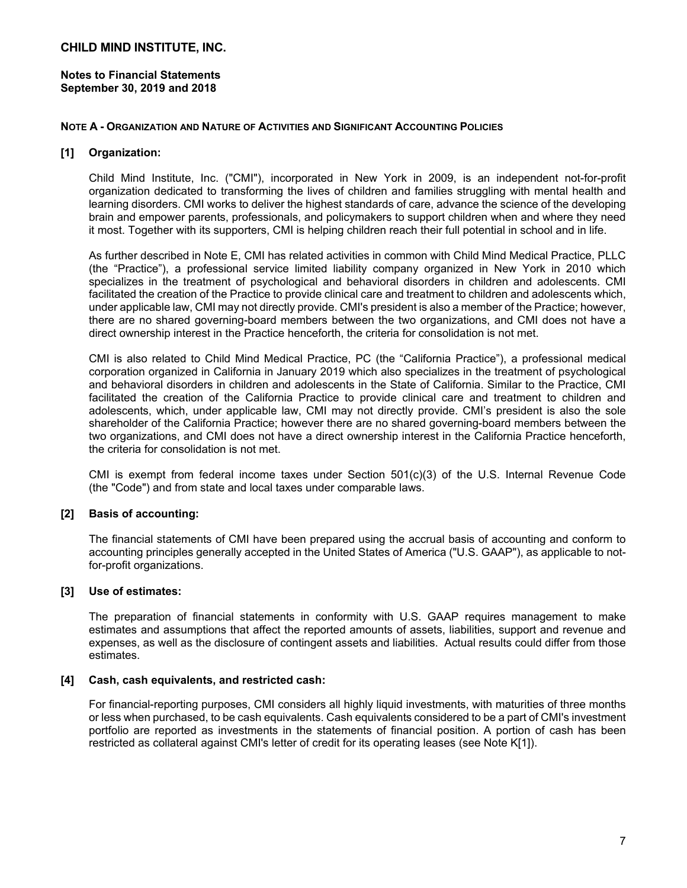# CHILD MIND INSTITUTE, INC.

**Notes to Financial Statements**
**September 30, 2019 and 2018**

**NOTE A - ORGANIZATION AND NATURE OF ACTIVITIES AND SIGNIFICANT ACCOUNTING POLICIES**

## [1] Organization:

Child Mind Institute, Inc. ("CMI"), incorporated in New York in 2009, is an independent not-for-profit organization dedicated to transforming the lives of children and families struggling with mental health and learning disorders. CMI works to deliver the highest standards of care, advance the science of the developing brain and empower parents, professionals, and policymakers to support children when and where they need it most. Together with its supporters, CMI is helping children reach their full potential in school and in life.

As further described in Note E, CMI has related activities in common with Child Mind Medical Practice, PLLC (the "Practice"), a professional service limited liability company organized in New York in 2010 which specializes in the treatment of psychological and behavioral disorders in children and adolescents. CMI facilitated the creation of the Practice to provide clinical care and treatment to children and adolescents which, under applicable law, CMI may not directly provide. CMI's president is also a member of the Practice; however, there are no shared governing-board members between the two organizations, and CMI does not have a direct ownership interest in the Practice henceforth, the criteria for consolidation is not met.

CMI is also related to Child Mind Medical Practice, PC (the "California Practice"), a professional medical corporation organized in California in January 2019 which also specializes in the treatment of psychological and behavioral disorders in children and adolescents in the State of California. Similar to the Practice, CMI facilitated the creation of the California Practice to provide clinical care and treatment to children and adolescents, which, under applicable law, CMI may not directly provide. CMI's president is also the sole shareholder of the California Practice; however there are no shared governing-board members between the two organizations, and CMI does not have a direct ownership interest in the California Practice henceforth, the criteria for consolidation is not met.

CMI is exempt from federal income taxes under Section 501(c)(3) of the U.S. Internal Revenue Code (the "Code") and from state and local taxes under comparable laws.

## [2] Basis of accounting:

The financial statements of CMI have been prepared using the accrual basis of accounting and conform to accounting principles generally accepted in the United States of America ("U.S. GAAP"), as applicable to not-for-profit organizations.

## [3] Use of estimates:

The preparation of financial statements in conformity with U.S. GAAP requires management to make estimates and assumptions that affect the reported amounts of assets, liabilities, support and revenue and expenses, as well as the disclosure of contingent assets and liabilities. Actual results could differ from those estimates.

## [4] Cash, cash equivalents, and restricted cash:

For financial-reporting purposes, CMI considers all highly liquid investments, with maturities of three months or less when purchased, to be cash equivalents. Cash equivalents considered to be a part of CMI's investment portfolio are reported as investments in the statements of financial position. A portion of cash has been restricted as collateral against CMI's letter of credit for its operating leases (see Note K[1]).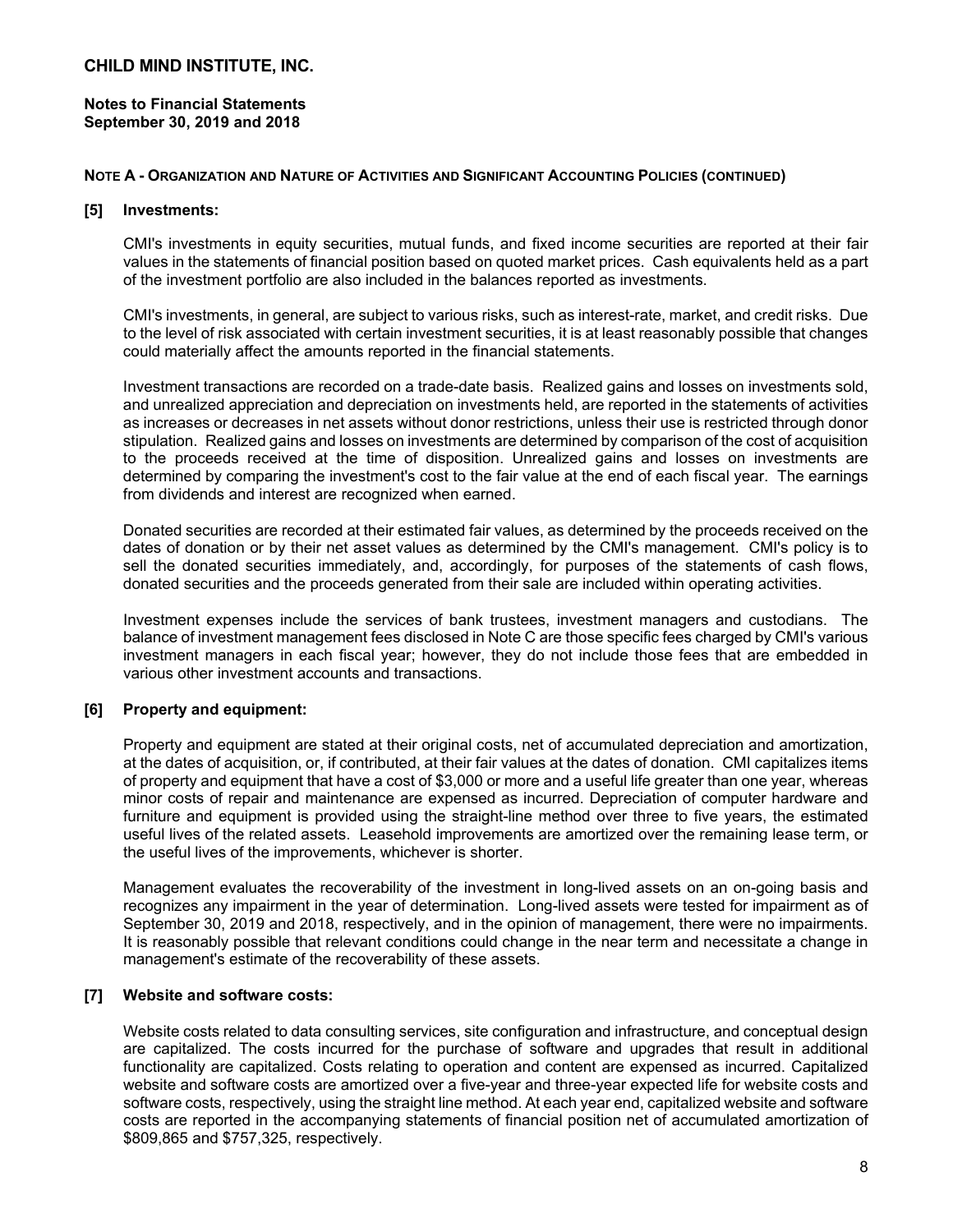# CHILD MIND INSTITUTE, INC.

**Notes to Financial Statements**
**September 30, 2019 and 2018**

**NOTE A - ORGANIZATION AND NATURE OF ACTIVITIES AND SIGNIFICANT ACCOUNTING POLICIES (CONTINUED)**

**[5] Investments:**

CMI's investments in equity securities, mutual funds, and fixed income securities are reported at their fair values in the statements of financial position based on quoted market prices. Cash equivalents held as a part of the investment portfolio are also included in the balances reported as investments.

CMI's investments, in general, are subject to various risks, such as interest-rate, market, and credit risks. Due to the level of risk associated with certain investment securities, it is at least reasonably possible that changes could materially affect the amounts reported in the financial statements.

Investment transactions are recorded on a trade-date basis. Realized gains and losses on investments sold, and unrealized appreciation and depreciation on investments held, are reported in the statements of activities as increases or decreases in net assets without donor restrictions, unless their use is restricted through donor stipulation. Realized gains and losses on investments are determined by comparison of the cost of acquisition to the proceeds received at the time of disposition. Unrealized gains and losses on investments are determined by comparing the investment's cost to the fair value at the end of each fiscal year. The earnings from dividends and interest are recognized when earned.

Donated securities are recorded at their estimated fair values, as determined by the proceeds received on the dates of donation or by their net asset values as determined by the CMI's management. CMI's policy is to sell the donated securities immediately, and, accordingly, for purposes of the statements of cash flows, donated securities and the proceeds generated from their sale are included within operating activities.

Investment expenses include the services of bank trustees, investment managers and custodians. The balance of investment management fees disclosed in Note C are those specific fees charged by CMI's various investment managers in each fiscal year; however, they do not include those fees that are embedded in various other investment accounts and transactions.

**[6] Property and equipment:**

Property and equipment are stated at their original costs, net of accumulated depreciation and amortization, at the dates of acquisition, or, if contributed, at their fair values at the dates of donation. CMI capitalizes items of property and equipment that have a cost of $3,000 or more and a useful life greater than one year, whereas minor costs of repair and maintenance are expensed as incurred. Depreciation of computer hardware and furniture and equipment is provided using the straight-line method over three to five years, the estimated useful lives of the related assets. Leasehold improvements are amortized over the remaining lease term, or the useful lives of the improvements, whichever is shorter.

Management evaluates the recoverability of the investment in long-lived assets on an on-going basis and recognizes any impairment in the year of determination. Long-lived assets were tested for impairment as of September 30, 2019 and 2018, respectively, and in the opinion of management, there were no impairments. It is reasonably possible that relevant conditions could change in the near term and necessitate a change in management's estimate of the recoverability of these assets.

**[7] Website and software costs:**

Website costs related to data consulting services, site configuration and infrastructure, and conceptual design are capitalized. The costs incurred for the purchase of software and upgrades that result in additional functionality are capitalized. Costs relating to operation and content are expensed as incurred. Capitalized website and software costs are amortized over a five-year and three-year expected life for website costs and software costs, respectively, using the straight line method. At each year end, capitalized website and software costs are reported in the accompanying statements of financial position net of accumulated amortization of $809,865 and $757,325, respectively.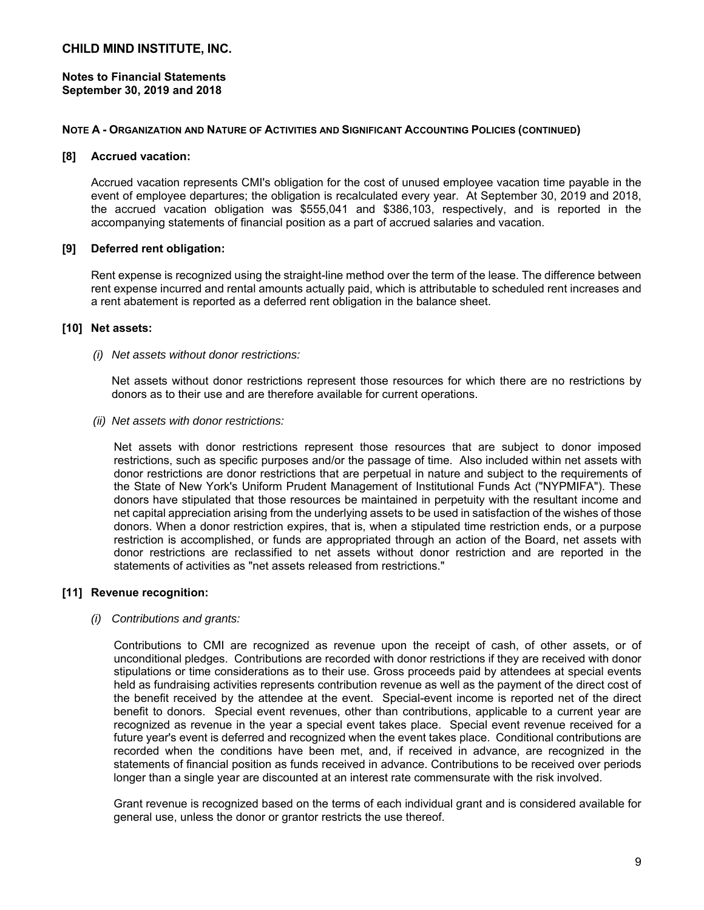# CHILD MIND INSTITUTE, INC.

**Notes to Financial Statements**
**September 30, 2019 and 2018**

**NOTE A - ORGANIZATION AND NATURE OF ACTIVITIES AND SIGNIFICANT ACCOUNTING POLICIES (CONTINUED)**

**[8] Accrued vacation:**

Accrued vacation represents CMI's obligation for the cost of unused employee vacation time payable in the event of employee departures; the obligation is recalculated every year. At September 30, 2019 and 2018, the accrued vacation obligation was $555,041 and $386,103, respectively, and is reported in the accompanying statements of financial position as a part of accrued salaries and vacation.

**[9] Deferred rent obligation:**

Rent expense is recognized using the straight-line method over the term of the lease. The difference between rent expense incurred and rental amounts actually paid, which is attributable to scheduled rent increases and a rent abatement is reported as a deferred rent obligation in the balance sheet.

**[10] Net assets:**

*(i) Net assets without donor restrictions:*

Net assets without donor restrictions represent those resources for which there are no restrictions by donors as to their use and are therefore available for current operations.

*(ii) Net assets with donor restrictions:*

Net assets with donor restrictions represent those resources that are subject to donor imposed restrictions, such as specific purposes and/or the passage of time. Also included within net assets with donor restrictions are donor restrictions that are perpetual in nature and subject to the requirements of the State of New York's Uniform Prudent Management of Institutional Funds Act ("NYPMIFA"). These donors have stipulated that those resources be maintained in perpetuity with the resultant income and net capital appreciation arising from the underlying assets to be used in satisfaction of the wishes of those donors. When a donor restriction expires, that is, when a stipulated time restriction ends, or a purpose restriction is accomplished, or funds are appropriated through an action of the Board, net assets with donor restrictions are reclassified to net assets without donor restriction and are reported in the statements of activities as "net assets released from restrictions."

**[11] Revenue recognition:**

*(i) Contributions and grants:*

Contributions to CMI are recognized as revenue upon the receipt of cash, of other assets, or of unconditional pledges. Contributions are recorded with donor restrictions if they are received with donor stipulations or time considerations as to their use. Gross proceeds paid by attendees at special events held as fundraising activities represents contribution revenue as well as the payment of the direct cost of the benefit received by the attendee at the event. Special-event income is reported net of the direct benefit to donors. Special event revenues, other than contributions, applicable to a current year are recognized as revenue in the year a special event takes place. Special event revenue received for a future year's event is deferred and recognized when the event takes place. Conditional contributions are recorded when the conditions have been met, and, if received in advance, are recognized in the statements of financial position as funds received in advance. Contributions to be received over periods longer than a single year are discounted at an interest rate commensurate with the risk involved.

Grant revenue is recognized based on the terms of each individual grant and is considered available for general use, unless the donor or grantor restricts the use thereof.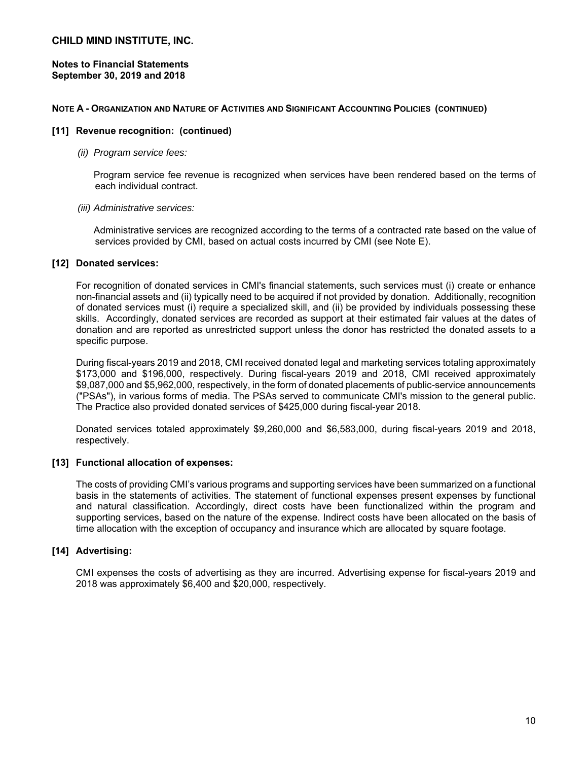# CHILD MIND INSTITUTE, INC.

**Notes to Financial Statements**
**September 30, 2019 and 2018**

## NOTE A - ORGANIZATION AND NATURE OF ACTIVITIES AND SIGNIFICANT ACCOUNTING POLICIES (CONTINUED)

### [11] Revenue recognition: (continued)

*(ii) Program service fees:*

Program service fee revenue is recognized when services have been rendered based on the terms of each individual contract.

*(iii) Administrative services:*

Administrative services are recognized according to the terms of a contracted rate based on the value of services provided by CMI, based on actual costs incurred by CMI (see Note E).

### [12] Donated services:

For recognition of donated services in CMI's financial statements, such services must (i) create or enhance non-financial assets and (ii) typically need to be acquired if not provided by donation. Additionally, recognition of donated services must (i) require a specialized skill, and (ii) be provided by individuals possessing these skills. Accordingly, donated services are recorded as support at their estimated fair values at the dates of donation and are reported as unrestricted support unless the donor has restricted the donated assets to a specific purpose.

During fiscal-years 2019 and 2018, CMI received donated legal and marketing services totaling approximately $173,000 and $196,000, respectively. During fiscal-years 2019 and 2018, CMI received approximately $9,087,000 and $5,962,000, respectively, in the form of donated placements of public-service announcements ("PSAs"), in various forms of media. The PSAs served to communicate CMI's mission to the general public. The Practice also provided donated services of $425,000 during fiscal-year 2018.

Donated services totaled approximately $9,260,000 and $6,583,000, during fiscal-years 2019 and 2018, respectively.

### [13] Functional allocation of expenses:

The costs of providing CMI's various programs and supporting services have been summarized on a functional basis in the statements of activities. The statement of functional expenses present expenses by functional and natural classification. Accordingly, direct costs have been functionalized within the program and supporting services, based on the nature of the expense. Indirect costs have been allocated on the basis of time allocation with the exception of occupancy and insurance which are allocated by square footage.

### [14] Advertising:

CMI expenses the costs of advertising as they are incurred. Advertising expense for fiscal-years 2019 and 2018 was approximately $6,400 and $20,000, respectively.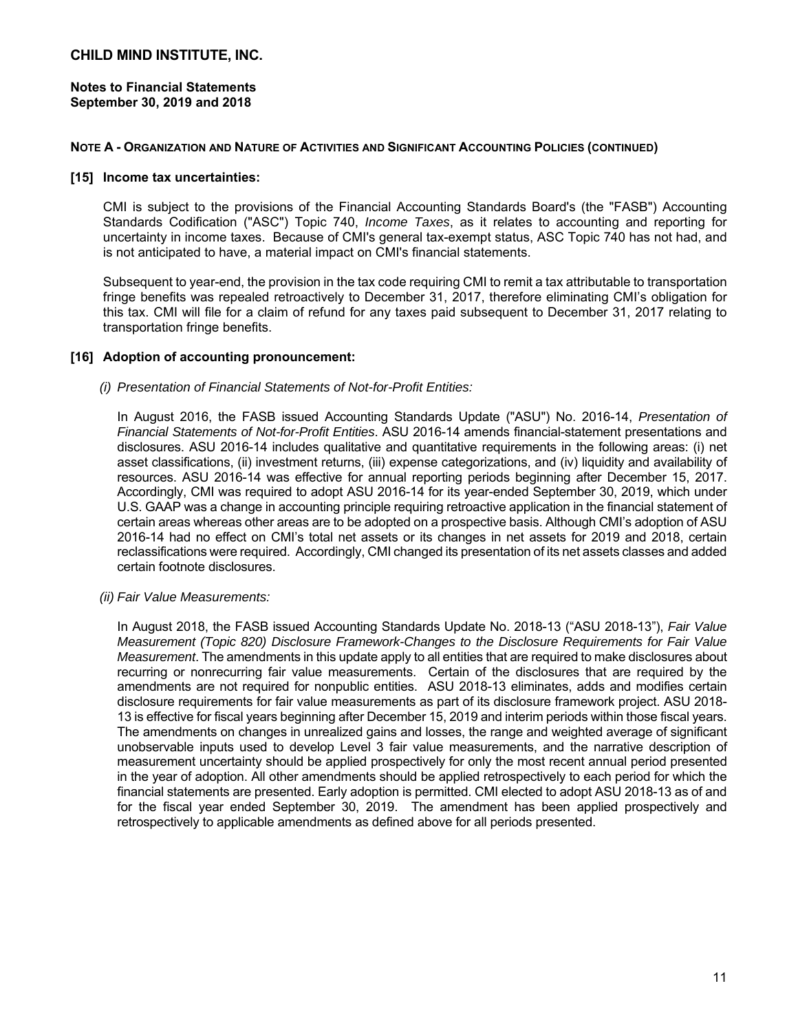# CHILD MIND INSTITUTE, INC.

**Notes to Financial Statements**
**September 30, 2019 and 2018**

**NOTE A - ORGANIZATION AND NATURE OF ACTIVITIES AND SIGNIFICANT ACCOUNTING POLICIES (CONTINUED)**

**[15] Income tax uncertainties:**

CMI is subject to the provisions of the Financial Accounting Standards Board's (the "FASB") Accounting Standards Codification ("ASC") Topic 740, *Income Taxes*, as it relates to accounting and reporting for uncertainty in income taxes. Because of CMI's general tax-exempt status, ASC Topic 740 has not had, and is not anticipated to have, a material impact on CMI's financial statements.

Subsequent to year-end, the provision in the tax code requiring CMI to remit a tax attributable to transportation fringe benefits was repealed retroactively to December 31, 2017, therefore eliminating CMI's obligation for this tax. CMI will file for a claim of refund for any taxes paid subsequent to December 31, 2017 relating to transportation fringe benefits.

**[16] Adoption of accounting pronouncement:**

*(i) Presentation of Financial Statements of Not-for-Profit Entities:*

In August 2016, the FASB issued Accounting Standards Update ("ASU") No. 2016-14, *Presentation of Financial Statements of Not-for-Profit Entities*. ASU 2016-14 amends financial-statement presentations and disclosures. ASU 2016-14 includes qualitative and quantitative requirements in the following areas: (i) net asset classifications, (ii) investment returns, (iii) expense categorizations, and (iv) liquidity and availability of resources. ASU 2016-14 was effective for annual reporting periods beginning after December 15, 2017. Accordingly, CMI was required to adopt ASU 2016-14 for its year-ended September 30, 2019, which under U.S. GAAP was a change in accounting principle requiring retroactive application in the financial statement of certain areas whereas other areas are to be adopted on a prospective basis. Although CMI's adoption of ASU 2016-14 had no effect on CMI's total net assets or its changes in net assets for 2019 and 2018, certain reclassifications were required. Accordingly, CMI changed its presentation of its net assets classes and added certain footnote disclosures.

*(ii) Fair Value Measurements:*

In August 2018, the FASB issued Accounting Standards Update No. 2018-13 ("ASU 2018-13"), *Fair Value Measurement (Topic 820) Disclosure Framework-Changes to the Disclosure Requirements for Fair Value Measurement*. The amendments in this update apply to all entities that are required to make disclosures about recurring or nonrecurring fair value measurements. Certain of the disclosures that are required by the amendments are not required for nonpublic entities. ASU 2018-13 eliminates, adds and modifies certain disclosure requirements for fair value measurements as part of its disclosure framework project. ASU 2018-13 is effective for fiscal years beginning after December 15, 2019 and interim periods within those fiscal years. The amendments on changes in unrealized gains and losses, the range and weighted average of significant unobservable inputs used to develop Level 3 fair value measurements, and the narrative description of measurement uncertainty should be applied prospectively for only the most recent annual period presented in the year of adoption. All other amendments should be applied retrospectively to each period for which the financial statements are presented. Early adoption is permitted. CMI elected to adopt ASU 2018-13 as of and for the fiscal year ended September 30, 2019. The amendment has been applied prospectively and retrospectively to applicable amendments as defined above for all periods presented.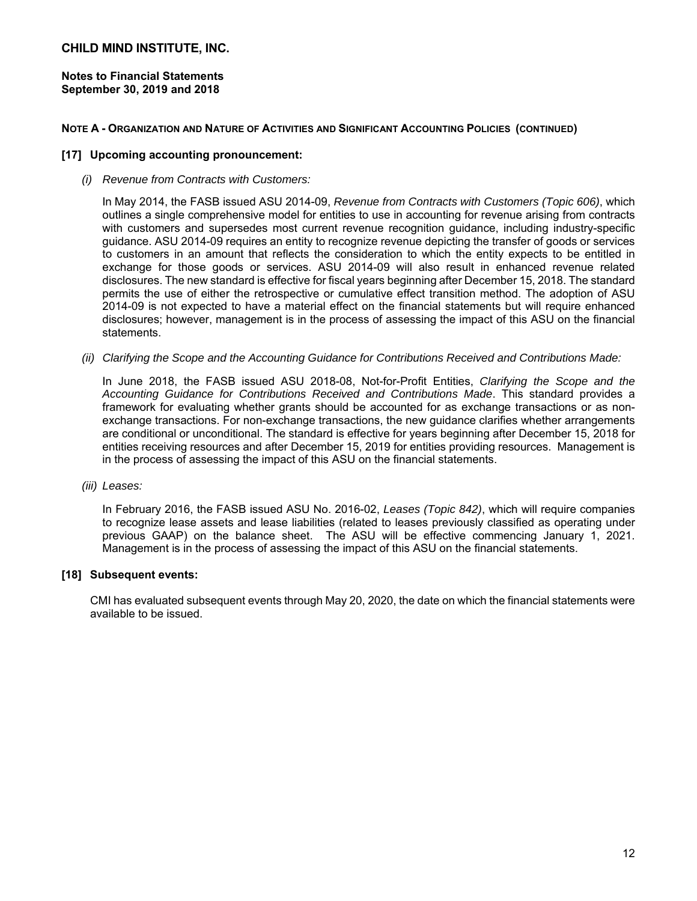**NOTE A - ORGANIZATION AND NATURE OF ACTIVITIES AND SIGNIFICANT ACCOUNTING POLICIES (CONTINUED)**

**[17] Upcoming accounting pronouncement:**

*(i) Revenue from Contracts with Customers:*

In May 2014, the FASB issued ASU 2014-09, *Revenue from Contracts with Customers (Topic 606)*, which outlines a single comprehensive model for entities to use in accounting for revenue arising from contracts with customers and supersedes most current revenue recognition guidance, including industry-specific guidance. ASU 2014-09 requires an entity to recognize revenue depicting the transfer of goods or services to customers in an amount that reflects the consideration to which the entity expects to be entitled in exchange for those goods or services. ASU 2014-09 will also result in enhanced revenue related disclosures. The new standard is effective for fiscal years beginning after December 15, 2018. The standard permits the use of either the retrospective or cumulative effect transition method. The adoption of ASU 2014-09 is not expected to have a material effect on the financial statements but will require enhanced disclosures; however, management is in the process of assessing the impact of this ASU on the financial statements.

*(ii) Clarifying the Scope and the Accounting Guidance for Contributions Received and Contributions Made:*

In June 2018, the FASB issued ASU 2018-08, Not-for-Profit Entities, *Clarifying the Scope and the Accounting Guidance for Contributions Received and Contributions Made*. This standard provides a framework for evaluating whether grants should be accounted for as exchange transactions or as non-exchange transactions. For non-exchange transactions, the new guidance clarifies whether arrangements are conditional or unconditional. The standard is effective for years beginning after December 15, 2018 for entities receiving resources and after December 15, 2019 for entities providing resources. Management is in the process of assessing the impact of this ASU on the financial statements.

*(iii) Leases:*

In February 2016, the FASB issued ASU No. 2016-02, *Leases (Topic 842)*, which will require companies to recognize lease assets and lease liabilities (related to leases previously classified as operating under previous GAAP) on the balance sheet. The ASU will be effective commencing January 1, 2021. Management is in the process of assessing the impact of this ASU on the financial statements.

**[18] Subsequent events:**

CMI has evaluated subsequent events through May 20, 2020, the date on which the financial statements were available to be issued.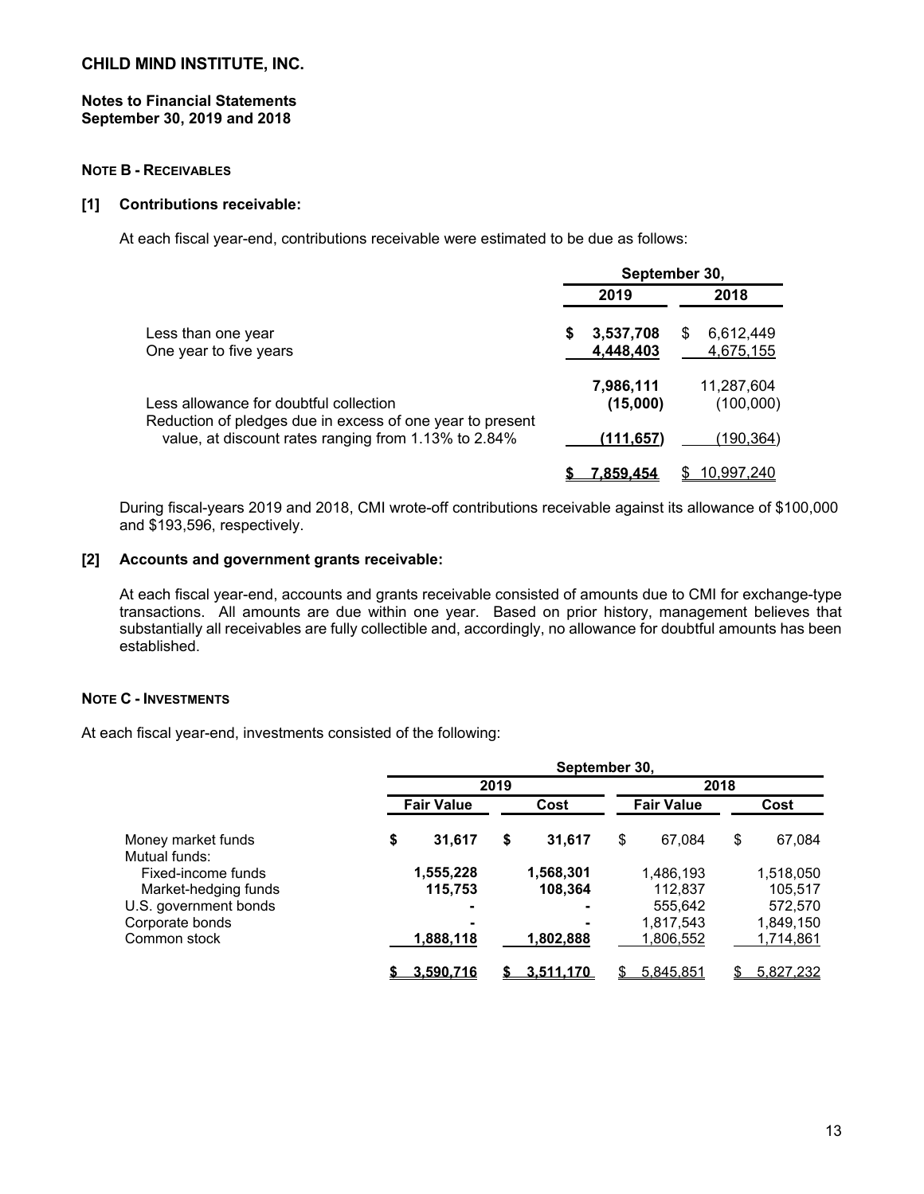CHILD MIND INSTITUTE, INC.

Notes to Financial Statements
September 30, 2019 and 2018

## NOTE B - RECEIVABLES

### [1] Contributions receivable:

At each fiscal year-end, contributions receivable were estimated to be due as follows:

| | September 30, | |
|---|---|---|
| | 2019 | 2018 |
| Less than one year | $ 3,537,708 | $ 6,612,449 |
| One year to five years | 4,448,403 | 4,675,155 |
| | 7,986,111 | 11,287,604 |
| Less allowance for doubtful collection | (15,000) | (100,000) |
| Reduction of pledges due in excess of one year to present value, at discount rates ranging from 1.13% to 2.84% | (111,657) | (190,364) |
| | $ 7,859,454 | $ 10,997,240 |

During fiscal-years 2019 and 2018, CMI wrote-off contributions receivable against its allowance of $100,000 and $193,596, respectively.

### [2] Accounts and government grants receivable:

At each fiscal year-end, accounts and grants receivable consisted of amounts due to CMI for exchange-type transactions. All amounts are due within one year. Based on prior history, management believes that substantially all receivables are fully collectible and, accordingly, no allowance for doubtful amounts has been established.

## NOTE C - INVESTMENTS

At each fiscal year-end, investments consisted of the following:

| | September 30, | | | |
|---|---|---|---|---|
| | 2019 | | 2018 | |
| | Fair Value | Cost | Fair Value | Cost |
| Money market funds | $ 31,617 | $ 31,617 | $ 67,084 | $ 67,084 |
| Mutual funds: | | | | |
| Fixed-income funds | 1,555,228 | 1,568,301 | 1,486,193 | 1,518,050 |
| Market-hedging funds | 115,753 | 108,364 | 112,837 | 105,517 |
| U.S. government bonds | - | - | 555,642 | 572,570 |
| Corporate bonds | - | - | 1,817,543 | 1,849,150 |
| Common stock | 1,888,118 | 1,802,888 | 1,806,552 | 1,714,861 |
| | $ 3,590,716 | $ 3,511,170 | $ 5,845,851 | $ 5,827,232 |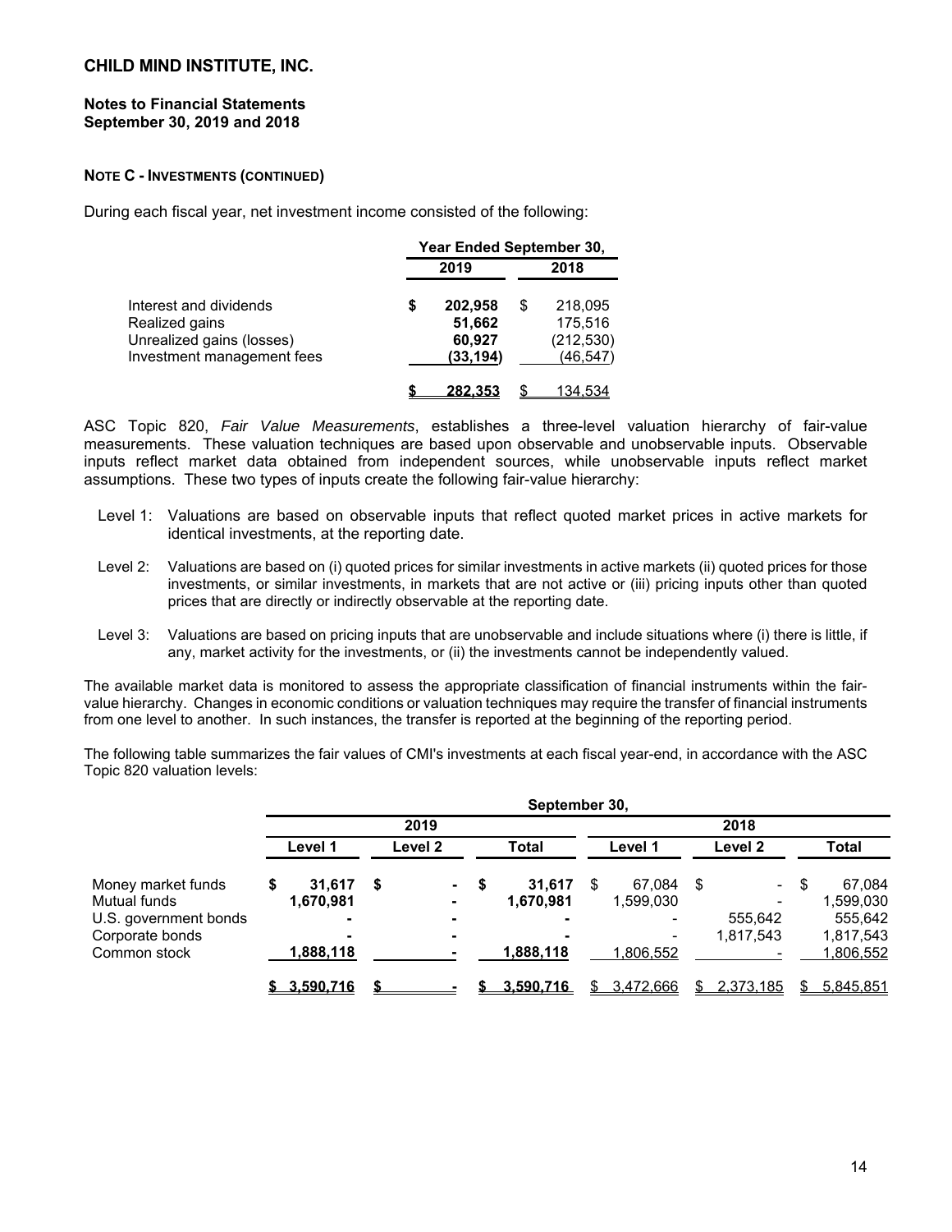**NOTE C - INVESTMENTS (CONTINUED)**

During each fiscal year, net investment income consisted of the following:

| | Year Ended September 30, | |
|---|---|---|
| | 2019 | 2018 |
| Interest and dividends | $ 202,958 | $ 218,095 |
| Realized gains | 51,662 | 175,516 |
| Unrealized gains (losses) | 60,927 | (212,530) |
| Investment management fees | (33,194) | (46,547) |
| | $ 282,353 | $ 134,534 |

ASC Topic 820, *Fair Value Measurements*, establishes a three-level valuation hierarchy of fair-value measurements. These valuation techniques are based upon observable and unobservable inputs. Observable inputs reflect market data obtained from independent sources, while unobservable inputs reflect market assumptions. These two types of inputs create the following fair-value hierarchy:

Level 1: Valuations are based on observable inputs that reflect quoted market prices in active markets for identical investments, at the reporting date.

Level 2: Valuations are based on (i) quoted prices for similar investments in active markets (ii) quoted prices for those investments, or similar investments, in markets that are not active or (iii) pricing inputs other than quoted prices that are directly or indirectly observable at the reporting date.

Level 3: Valuations are based on pricing inputs that are unobservable and include situations where (i) there is little, if any, market activity for the investments, or (ii) the investments cannot be independently valued.

The available market data is monitored to assess the appropriate classification of financial instruments within the fair-value hierarchy. Changes in economic conditions or valuation techniques may require the transfer of financial instruments from one level to another. In such instances, the transfer is reported at the beginning of the reporting period.

The following table summarizes the fair values of CMI's investments at each fiscal year-end, in accordance with the ASC Topic 820 valuation levels:

| | September 30, | | | | | |
|---|---|---|---|---|---|---|
| | 2019 | | | 2018 | | |
| | Level 1 | Level 2 | Total | Level 1 | Level 2 | Total |
| Money market funds | $ 31,617 | $ - | $ 31,617 | $ 67,084 | $ - | $ 67,084 |
| Mutual funds | 1,670,981 | - | 1,670,981 | 1,599,030 | - | 1,599,030 |
| U.S. government bonds | - | - | - | - | 555,642 | 555,642 |
| Corporate bonds | - | - | - | - | 1,817,543 | 1,817,543 |
| Common stock | 1,888,118 | - | 1,888,118 | 1,806,552 | - | 1,806,552 |
| | $ 3,590,716 | $ - | $ 3,590,716 | $ 3,472,666 | $ 2,373,185 | $ 5,845,851 |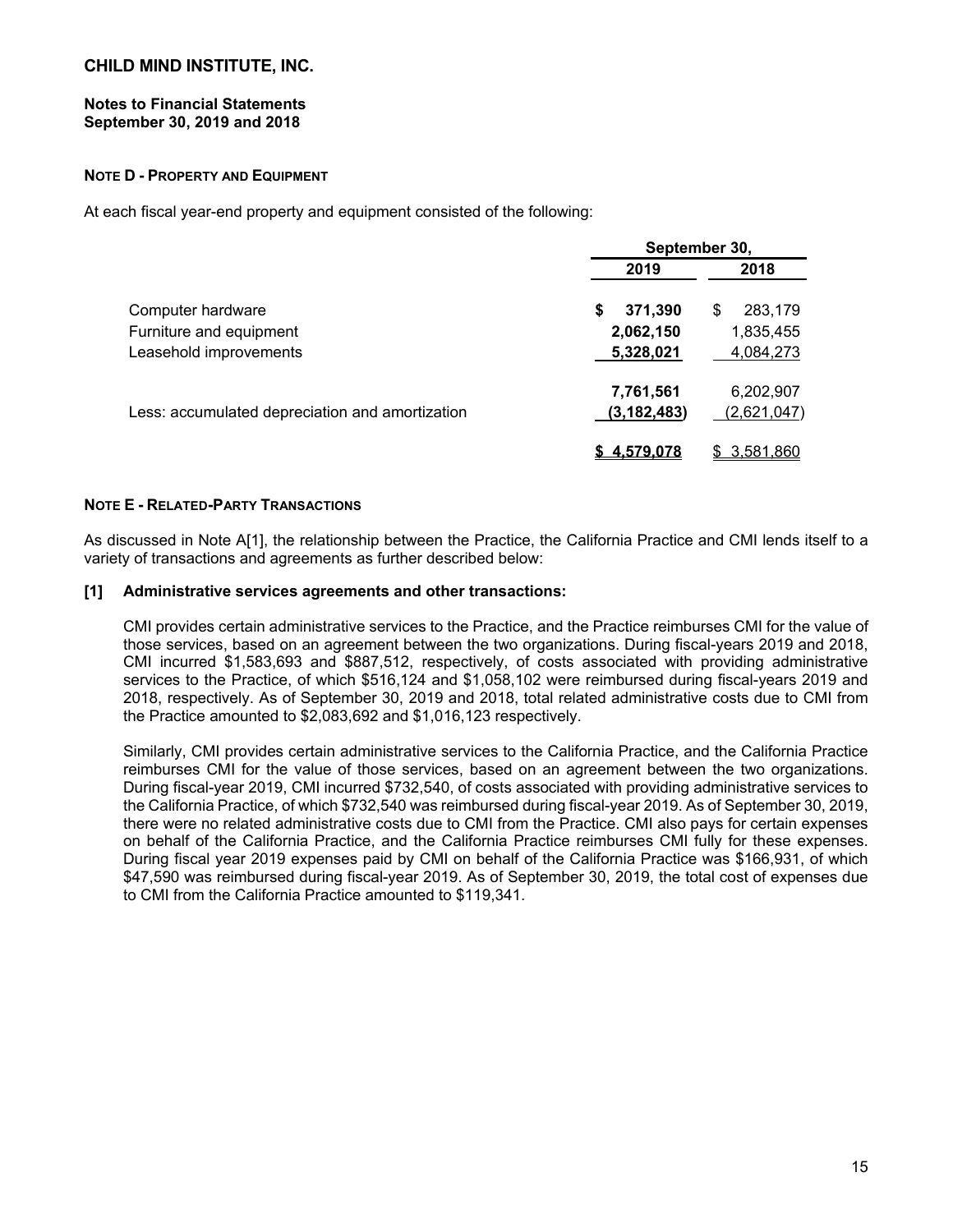**CHILD MIND INSTITUTE, INC.**

**Notes to Financial Statements**
**September 30, 2019 and 2018**

**NOTE D - PROPERTY AND EQUIPMENT**

At each fiscal year-end property and equipment consisted of the following:

| | September 30, | |
|---|---|---|
| | **2019** | **2018** |
| Computer hardware | **$ 371,390** | $ 283,179 |
| Furniture and equipment | **2,062,150** | 1,835,455 |
| Leasehold improvements | **5,328,021** | 4,084,273 |
| | **7,761,561** | 6,202,907 |
| Less: accumulated depreciation and amortization | **(3,182,483)** | (2,621,047) |
| | **$ 4,579,078** | $ 3,581,860 |

**NOTE E - RELATED-PARTY TRANSACTIONS**

As discussed in Note A[1], the relationship between the Practice, the California Practice and CMI lends itself to a variety of transactions and agreements as further described below:

**[1] Administrative services agreements and other transactions:**

CMI provides certain administrative services to the Practice, and the Practice reimburses CMI for the value of those services, based on an agreement between the two organizations. During fiscal-years 2019 and 2018, CMI incurred $1,583,693 and $887,512, respectively, of costs associated with providing administrative services to the Practice, of which $516,124 and $1,058,102 were reimbursed during fiscal-years 2019 and 2018, respectively. As of September 30, 2019 and 2018, total related administrative costs due to CMI from the Practice amounted to $2,083,692 and $1,016,123 respectively.

Similarly, CMI provides certain administrative services to the California Practice, and the California Practice reimburses CMI for the value of those services, based on an agreement between the two organizations. During fiscal-year 2019, CMI incurred $732,540, of costs associated with providing administrative services to the California Practice, of which $732,540 was reimbursed during fiscal-year 2019. As of September 30, 2019, there were no related administrative costs due to CMI from the Practice. CMI also pays for certain expenses on behalf of the California Practice, and the California Practice reimburses CMI fully for these expenses. During fiscal year 2019 expenses paid by CMI on behalf of the California Practice was $166,931, of which $47,590 was reimbursed during fiscal-year 2019. As of September 30, 2019, the total cost of expenses due to CMI from the California Practice amounted to $119,341.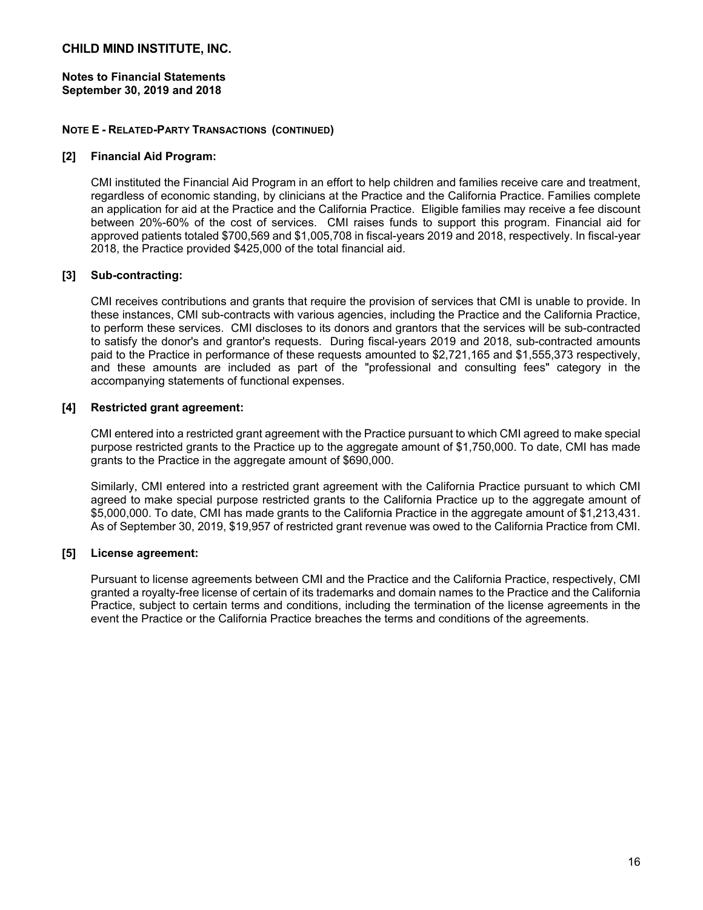**Notes to Financial Statements**
**September 30, 2019 and 2018**

**NOTE E - RELATED-PARTY TRANSACTIONS (CONTINUED)**

**[2] Financial Aid Program:**

CMI instituted the Financial Aid Program in an effort to help children and families receive care and treatment, regardless of economic standing, by clinicians at the Practice and the California Practice. Families complete an application for aid at the Practice and the California Practice. Eligible families may receive a fee discount between 20%-60% of the cost of services. CMI raises funds to support this program. Financial aid for approved patients totaled $700,569 and $1,005,708 in fiscal-years 2019 and 2018, respectively. In fiscal-year 2018, the Practice provided $425,000 of the total financial aid.

**[3] Sub-contracting:**

CMI receives contributions and grants that require the provision of services that CMI is unable to provide. In these instances, CMI sub-contracts with various agencies, including the Practice and the California Practice, to perform these services. CMI discloses to its donors and grantors that the services will be sub-contracted to satisfy the donor's and grantor's requests. During fiscal-years 2019 and 2018, sub-contracted amounts paid to the Practice in performance of these requests amounted to $2,721,165 and $1,555,373 respectively, and these amounts are included as part of the "professional and consulting fees" category in the accompanying statements of functional expenses.

**[4] Restricted grant agreement:**

CMI entered into a restricted grant agreement with the Practice pursuant to which CMI agreed to make special purpose restricted grants to the Practice up to the aggregate amount of $1,750,000. To date, CMI has made grants to the Practice in the aggregate amount of $690,000.

Similarly, CMI entered into a restricted grant agreement with the California Practice pursuant to which CMI agreed to make special purpose restricted grants to the California Practice up to the aggregate amount of $5,000,000. To date, CMI has made grants to the California Practice in the aggregate amount of $1,213,431. As of September 30, 2019, $19,957 of restricted grant revenue was owed to the California Practice from CMI.

**[5] License agreement:**

Pursuant to license agreements between CMI and the Practice and the California Practice, respectively, CMI granted a royalty-free license of certain of its trademarks and domain names to the Practice and the California Practice, subject to certain terms and conditions, including the termination of the license agreements in the event the Practice or the California Practice breaches the terms and conditions of the agreements.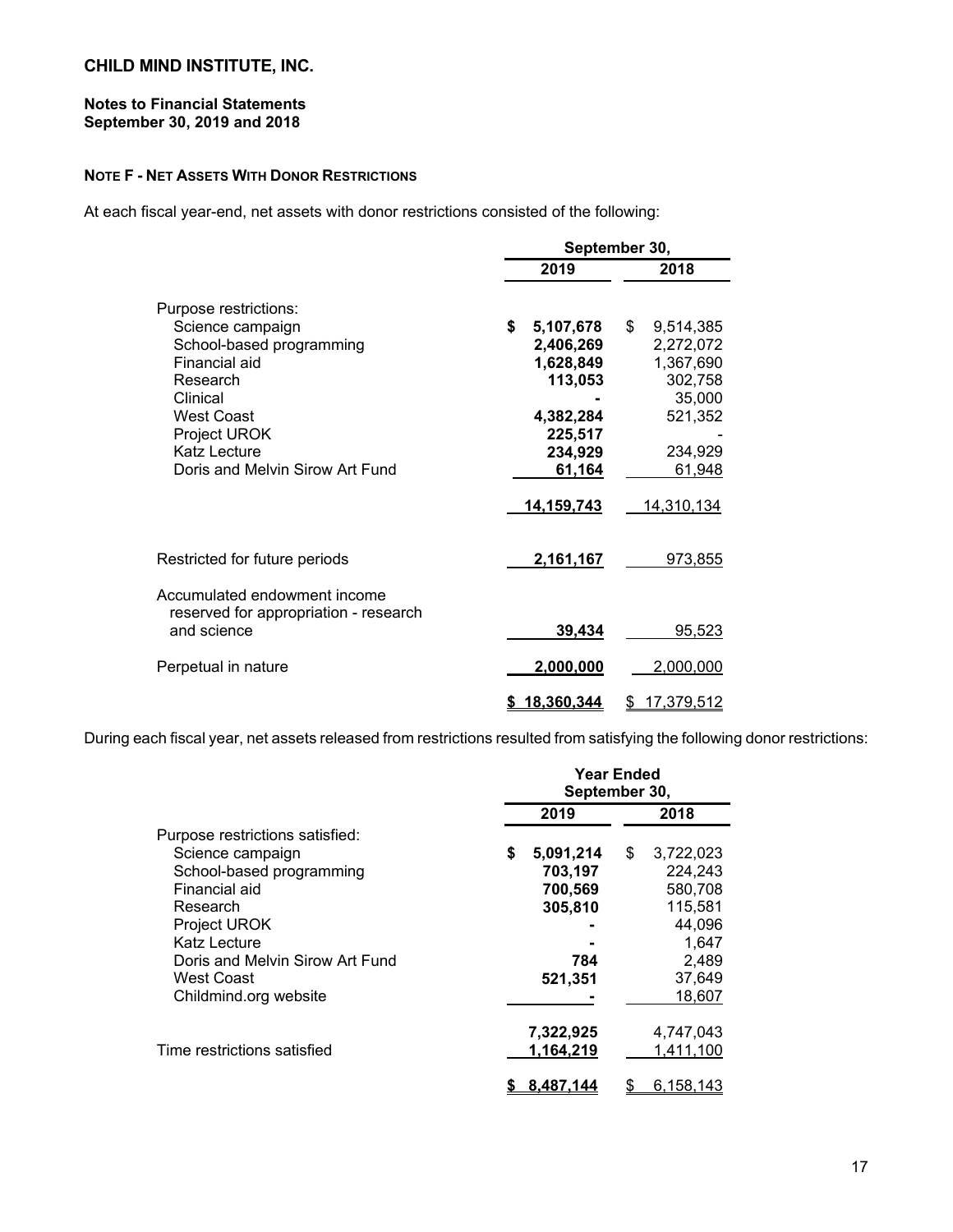# CHILD MIND INSTITUTE, INC.

**Notes to Financial Statements**
**September 30, 2019 and 2018**

**NOTE F - NET ASSETS WITH DONOR RESTRICTIONS**

At each fiscal year-end, net assets with donor restrictions consisted of the following:

| | September 30, 2019 | September 30, 2018 |
|---|---|---|
| Purpose restrictions: | | |
| Science campaign | $ 5,107,678 | $ 9,514,385 |
| School-based programming | 2,406,269 | 2,272,072 |
| Financial aid | 1,628,849 | 1,367,690 |
| Research | 113,053 | 302,758 |
| Clinical | - | 35,000 |
| West Coast | 4,382,284 | 521,352 |
| Project UROK | 225,517 | - |
| Katz Lecture | 234,929 | 234,929 |
| Doris and Melvin Sirow Art Fund | 61,164 | 61,948 |
| | 14,159,743 | 14,310,134 |
| Restricted for future periods | 2,161,167 | 973,855 |
| Accumulated endowment income reserved for appropriation - research and science | 39,434 | 95,523 |
| Perpetual in nature | 2,000,000 | 2,000,000 |
| | $ 18,360,344 | $ 17,379,512 |

During each fiscal year, net assets released from restrictions resulted from satisfying the following donor restrictions:

| | Year Ended September 30, 2019 | Year Ended September 30, 2018 |
|---|---|---|
| Purpose restrictions satisfied: | | |
| Science campaign | $ 5,091,214 | $ 3,722,023 |
| School-based programming | 703,197 | 224,243 |
| Financial aid | 700,569 | 580,708 |
| Research | 305,810 | 115,581 |
| Project UROK | - | 44,096 |
| Katz Lecture | - | 1,647 |
| Doris and Melvin Sirow Art Fund | 784 | 2,489 |
| West Coast | 521,351 | 37,649 |
| Childmind.org website | - | 18,607 |
| | 7,322,925 | 4,747,043 |
| Time restrictions satisfied | 1,164,219 | 1,411,100 |
| | $ 8,487,144 | $ 6,158,143 |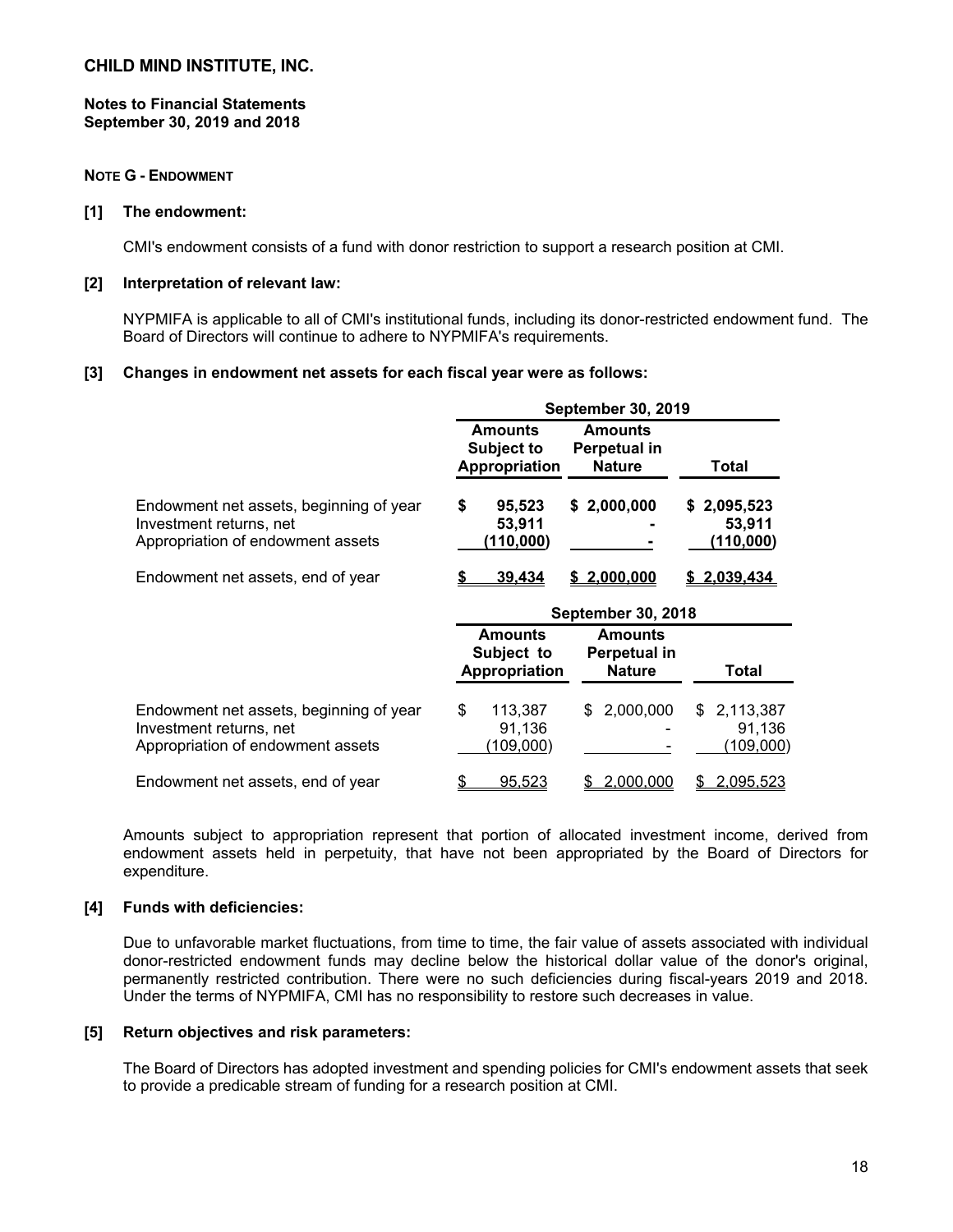# CHILD MIND INSTITUTE, INC.

**Notes to Financial Statements**
**September 30, 2019 and 2018**

**NOTE G - ENDOWMENT**

**[1] The endowment:**

CMI's endowment consists of a fund with donor restriction to support a research position at CMI.

**[2] Interpretation of relevant law:**

NYPMIFA is applicable to all of CMI's institutional funds, including its donor-restricted endowment fund. The Board of Directors will continue to adhere to NYPMIFA's requirements.

**[3] Changes in endowment net assets for each fiscal year were as follows:**

| | September 30, 2019 | | |
|---|---|---|---|
| | **Amounts Subject to Appropriation** | **Amounts Perpetual in Nature** | **Total** |
| Endowment net assets, beginning of year | **$ 95,523** | **$ 2,000,000** | **$ 2,095,523** |
| Investment returns, net | **53,911** | **-** | **53,911** |
| Appropriation of endowment assets | **(110,000)** | **-** | **(110,000)** |
| Endowment net assets, end of year | **$ 39,434** | **$ 2,000,000** | **$ 2,039,434** |

| | September 30, 2018 | | |
|---|---|---|---|
| | **Amounts Subject to Appropriation** | **Amounts Perpetual in Nature** | **Total** |
| Endowment net assets, beginning of year | $ 113,387 | $ 2,000,000 | $ 2,113,387 |
| Investment returns, net | 91,136 | - | 91,136 |
| Appropriation of endowment assets | (109,000) | - | (109,000) |
| Endowment net assets, end of year | $ 95,523 | $ 2,000,000 | $ 2,095,523 |

Amounts subject to appropriation represent that portion of allocated investment income, derived from endowment assets held in perpetuity, that have not been appropriated by the Board of Directors for expenditure.

**[4] Funds with deficiencies:**

Due to unfavorable market fluctuations, from time to time, the fair value of assets associated with individual donor-restricted endowment funds may decline below the historical dollar value of the donor's original, permanently restricted contribution. There were no such deficiencies during fiscal-years 2019 and 2018. Under the terms of NYPMIFA, CMI has no responsibility to restore such decreases in value.

**[5] Return objectives and risk parameters:**

The Board of Directors has adopted investment and spending policies for CMI's endowment assets that seek to provide a predicable stream of funding for a research position at CMI.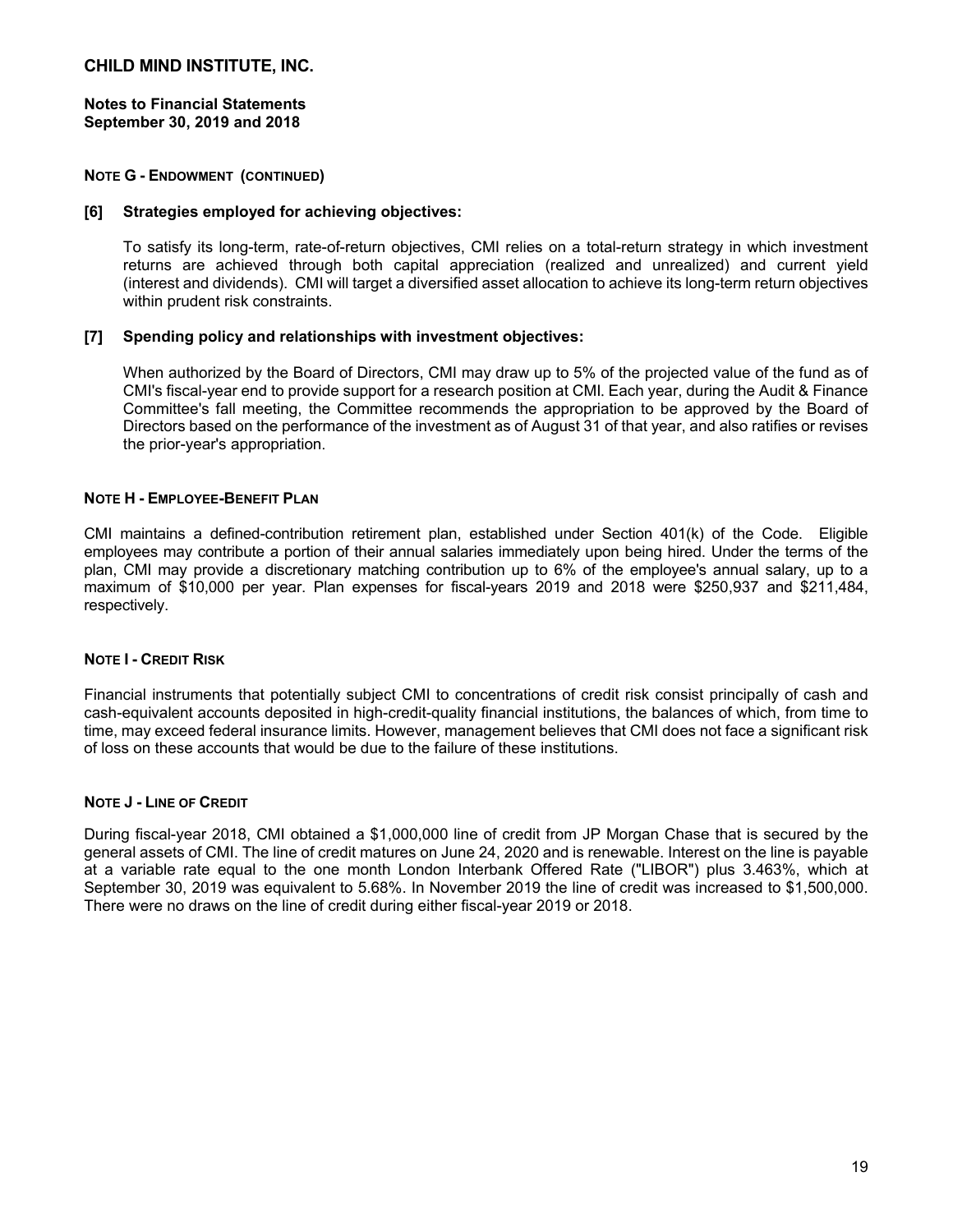# CHILD MIND INSTITUTE, INC.

**Notes to Financial Statements**
**September 30, 2019 and 2018**

**NOTE G - ENDOWMENT (CONTINUED)**

**[6] Strategies employed for achieving objectives:**

To satisfy its long-term, rate-of-return objectives, CMI relies on a total-return strategy in which investment returns are achieved through both capital appreciation (realized and unrealized) and current yield (interest and dividends). CMI will target a diversified asset allocation to achieve its long-term return objectives within prudent risk constraints.

**[7] Spending policy and relationships with investment objectives:**

When authorized by the Board of Directors, CMI may draw up to 5% of the projected value of the fund as of CMI's fiscal-year end to provide support for a research position at CMI. Each year, during the Audit & Finance Committee's fall meeting, the Committee recommends the appropriation to be approved by the Board of Directors based on the performance of the investment as of August 31 of that year, and also ratifies or revises the prior-year's appropriation.

**NOTE H - EMPLOYEE-BENEFIT PLAN**

CMI maintains a defined-contribution retirement plan, established under Section 401(k) of the Code. Eligible employees may contribute a portion of their annual salaries immediately upon being hired. Under the terms of the plan, CMI may provide a discretionary matching contribution up to 6% of the employee's annual salary, up to a maximum of $10,000 per year. Plan expenses for fiscal-years 2019 and 2018 were $250,937 and $211,484, respectively.

**NOTE I - CREDIT RISK**

Financial instruments that potentially subject CMI to concentrations of credit risk consist principally of cash and cash-equivalent accounts deposited in high-credit-quality financial institutions, the balances of which, from time to time, may exceed federal insurance limits. However, management believes that CMI does not face a significant risk of loss on these accounts that would be due to the failure of these institutions.

**NOTE J - LINE OF CREDIT**

During fiscal-year 2018, CMI obtained a $1,000,000 line of credit from JP Morgan Chase that is secured by the general assets of CMI. The line of credit matures on June 24, 2020 and is renewable. Interest on the line is payable at a variable rate equal to the one month London Interbank Offered Rate ("LIBOR") plus 3.463%, which at September 30, 2019 was equivalent to 5.68%. In November 2019 the line of credit was increased to $1,500,000. There were no draws on the line of credit during either fiscal-year 2019 or 2018.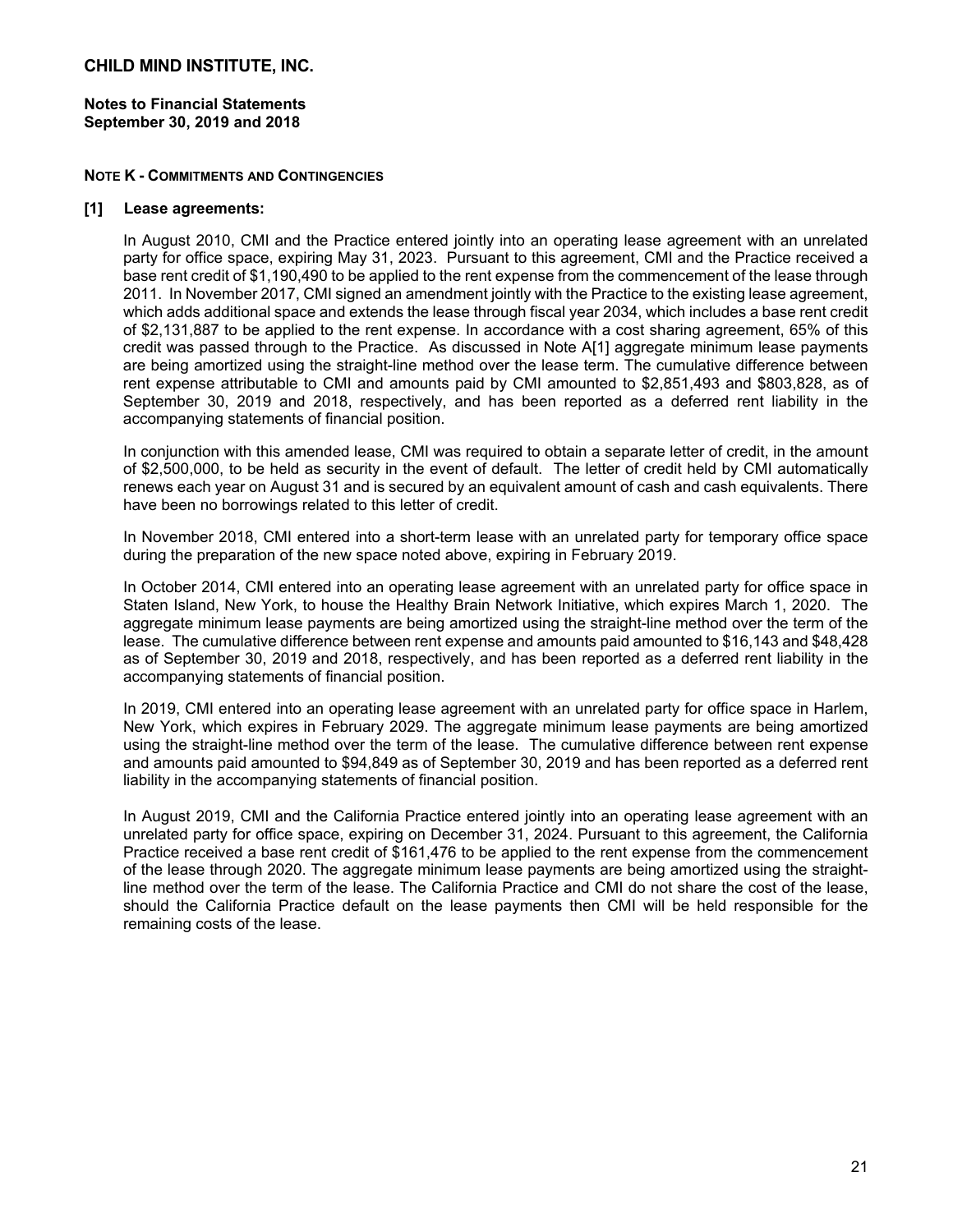**CHILD MIND INSTITUTE, INC.**

**Notes to Financial Statements**
**September 30, 2019 and 2018**

**NOTE K - COMMITMENTS AND CONTINGENCIES**

**[1] Lease agreements:**

In August 2010, CMI and the Practice entered jointly into an operating lease agreement with an unrelated party for office space, expiring May 31, 2023. Pursuant to this agreement, CMI and the Practice received a base rent credit of $1,190,490 to be applied to the rent expense from the commencement of the lease through 2011. In November 2017, CMI signed an amendment jointly with the Practice to the existing lease agreement, which adds additional space and extends the lease through fiscal year 2034, which includes a base rent credit of $2,131,887 to be applied to the rent expense. In accordance with a cost sharing agreement, 65% of this credit was passed through to the Practice. As discussed in Note A[1] aggregate minimum lease payments are being amortized using the straight-line method over the lease term. The cumulative difference between rent expense attributable to CMI and amounts paid by CMI amounted to $2,851,493 and $803,828, as of September 30, 2019 and 2018, respectively, and has been reported as a deferred rent liability in the accompanying statements of financial position.

In conjunction with this amended lease, CMI was required to obtain a separate letter of credit, in the amount of $2,500,000, to be held as security in the event of default. The letter of credit held by CMI automatically renews each year on August 31 and is secured by an equivalent amount of cash and cash equivalents. There have been no borrowings related to this letter of credit.

In November 2018, CMI entered into a short-term lease with an unrelated party for temporary office space during the preparation of the new space noted above, expiring in February 2019.

In October 2014, CMI entered into an operating lease agreement with an unrelated party for office space in Staten Island, New York, to house the Healthy Brain Network Initiative, which expires March 1, 2020. The aggregate minimum lease payments are being amortized using the straight-line method over the term of the lease. The cumulative difference between rent expense and amounts paid amounted to $16,143 and $48,428 as of September 30, 2019 and 2018, respectively, and has been reported as a deferred rent liability in the accompanying statements of financial position.

In 2019, CMI entered into an operating lease agreement with an unrelated party for office space in Harlem, New York, which expires in February 2029. The aggregate minimum lease payments are being amortized using the straight-line method over the term of the lease. The cumulative difference between rent expense and amounts paid amounted to $94,849 as of September 30, 2019 and has been reported as a deferred rent liability in the accompanying statements of financial position.

In August 2019, CMI and the California Practice entered jointly into an operating lease agreement with an unrelated party for office space, expiring on December 31, 2024. Pursuant to this agreement, the California Practice received a base rent credit of $161,476 to be applied to the rent expense from the commencement of the lease through 2020. The aggregate minimum lease payments are being amortized using the straight-line method over the term of the lease. The California Practice and CMI do not share the cost of the lease, should the California Practice default on the lease payments then CMI will be held responsible for the remaining costs of the lease.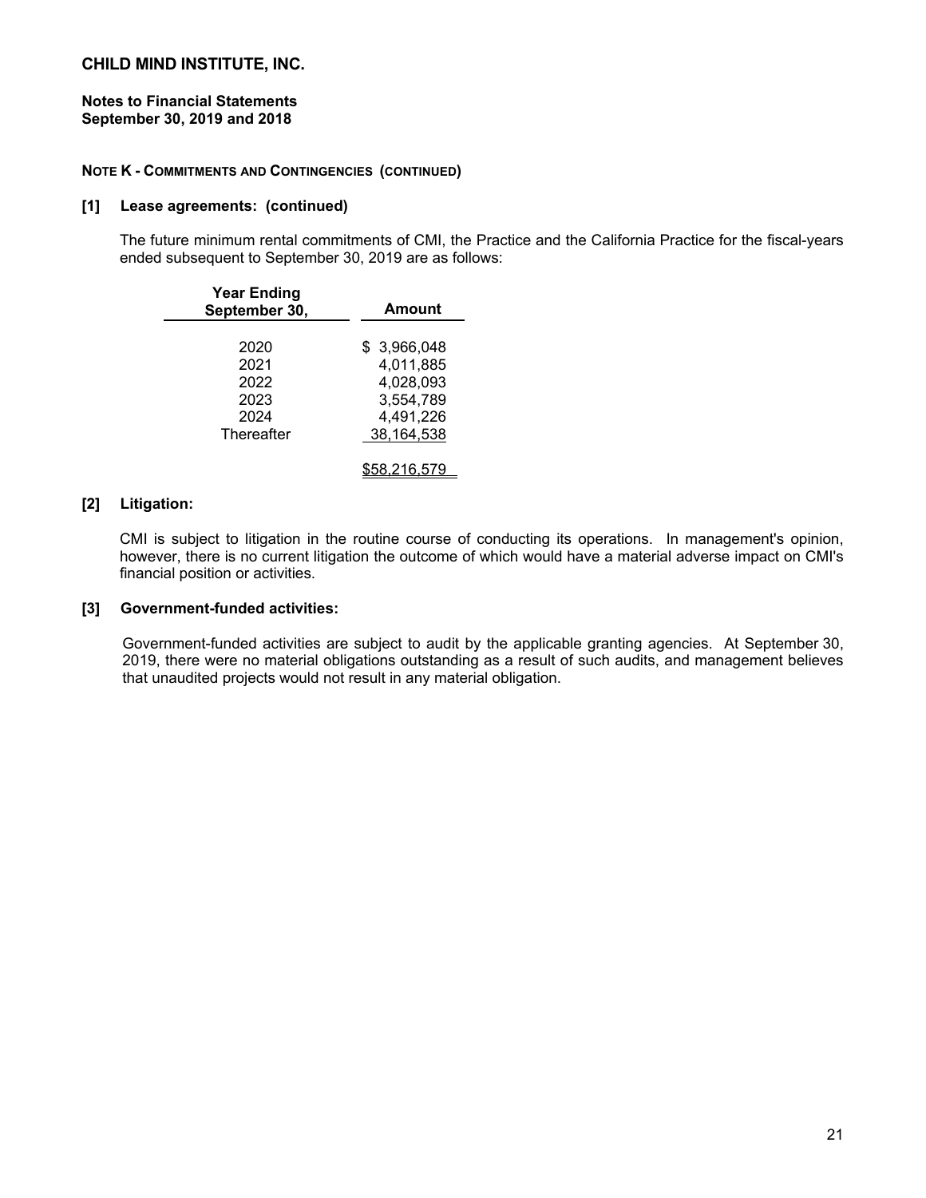**CHILD MIND INSTITUTE, INC.**

**Notes to Financial Statements**
**September 30, 2019 and 2018**

**NOTE K - COMMITMENTS AND CONTINGENCIES (CONTINUED)**

**[1] Lease agreements: (continued)**

The future minimum rental commitments of CMI, the Practice and the California Practice for the fiscal-years ended subsequent to September 30, 2019 are as follows:

| Year Ending September 30, | Amount |
|---|---|
| 2020 | $ 3,966,048 |
| 2021 | 4,011,885 |
| 2022 | 4,028,093 |
| 2023 | 3,554,789 |
| 2024 | 4,491,226 |
| Thereafter | 38,164,538 |
| | $58,216,579 |

**[2] Litigation:**

CMI is subject to litigation in the routine course of conducting its operations. In management's opinion, however, there is no current litigation the outcome of which would have a material adverse impact on CMI's financial position or activities.

**[3] Government-funded activities:**

Government-funded activities are subject to audit by the applicable granting agencies. At September 30, 2019, there were no material obligations outstanding as a result of such audits, and management believes that unaudited projects would not result in any material obligation.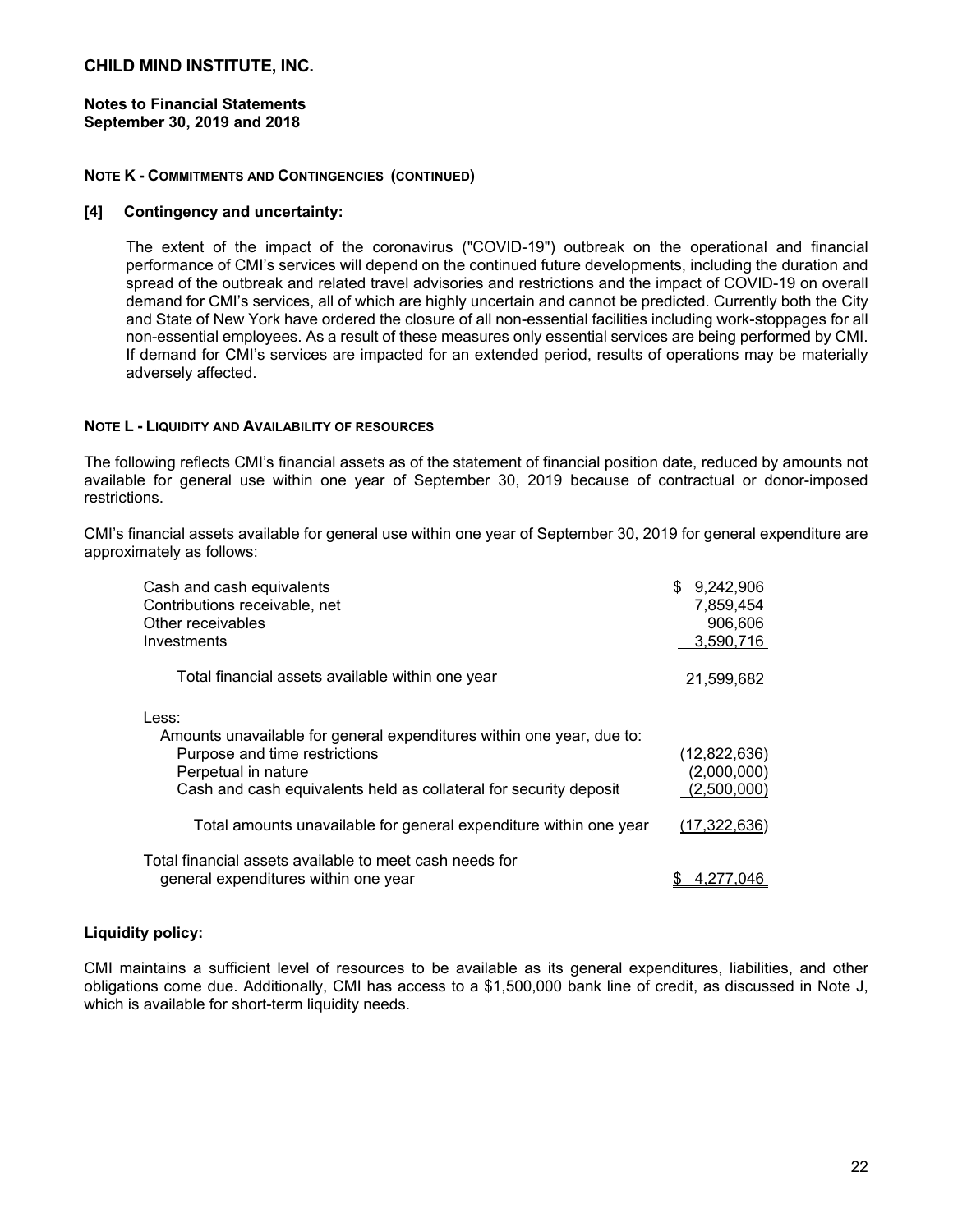# CHILD MIND INSTITUTE, INC.

**Notes to Financial Statements**
**September 30, 2019 and 2018**

**NOTE K - COMMITMENTS AND CONTINGENCIES (CONTINUED)**

**[4] Contingency and uncertainty:**

The extent of the impact of the coronavirus ("COVID-19") outbreak on the operational and financial performance of CMI's services will depend on the continued future developments, including the duration and spread of the outbreak and related travel advisories and restrictions and the impact of COVID-19 on overall demand for CMI's services, all of which are highly uncertain and cannot be predicted. Currently both the City and State of New York have ordered the closure of all non-essential facilities including work-stoppages for all non-essential employees. As a result of these measures only essential services are being performed by CMI. If demand for CMI's services are impacted for an extended period, results of operations may be materially adversely affected.

**NOTE L - LIQUIDITY AND AVAILABILITY OF RESOURCES**

The following reflects CMI's financial assets as of the statement of financial position date, reduced by amounts not available for general use within one year of September 30, 2019 because of contractual or donor-imposed restrictions.

CMI's financial assets available for general use within one year of September 30, 2019 for general expenditure are approximately as follows:

| | |
|---|---|
| Cash and cash equivalents | $ 9,242,906 |
| Contributions receivable, net | 7,859,454 |
| Other receivables | 906,606 |
| Investments | 3,590,716 |
| Total financial assets available within one year | 21,599,682 |
| Less: | |
| Amounts unavailable for general expenditures within one year, due to: | |
| Purpose and time restrictions | (12,822,636) |
| Perpetual in nature | (2,000,000) |
| Cash and cash equivalents held as collateral for security deposit | (2,500,000) |
| Total amounts unavailable for general expenditure within one year | (17,322,636) |
| Total financial assets available to meet cash needs for general expenditures within one year | $ 4,277,046 |

**Liquidity policy:**

CMI maintains a sufficient level of resources to be available as its general expenditures, liabilities, and other obligations come due. Additionally, CMI has access to a $1,500,000 bank line of credit, as discussed in Note J, which is available for short-term liquidity needs.